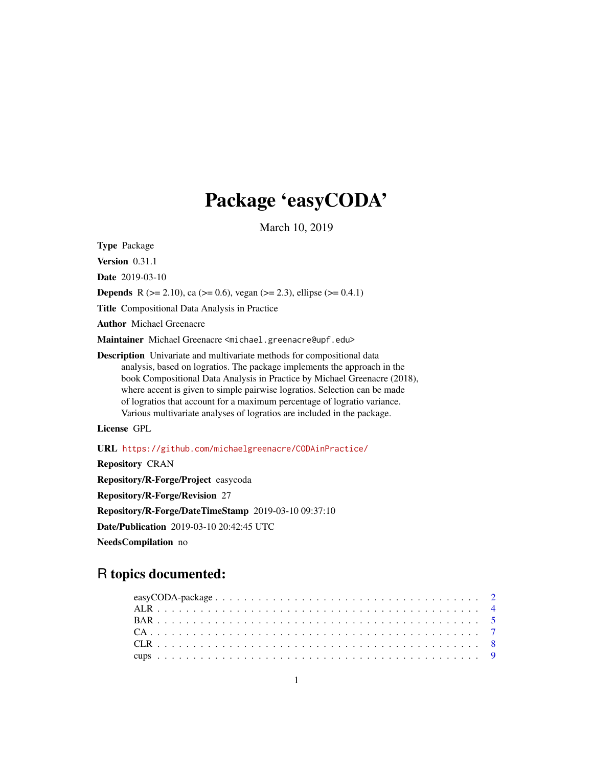# Package 'easyCODA'

March 10, 2019

**Type** Package

**Version** 0.31.1

**Date** 2019-03-10

**Depends** R (>= 2.10), ca (>= 0.6), vegan (>= 2.3), ellipse (>= 0.4.1)

**Title** Compositional Data Analysis in Practice

**Author** Michael Greenacre

**Maintainer** Michael Greenacre <michael.greenacre@upf.edu>

**Description** Univariate and multivariate methods for compositional data analysis, based on logratios. The package implements the approach in the book Compositional Data Analysis in Practice by Michael Greenacre (2018), where accent is given to simple pairwise logratios. Selection can be made of logratios that account for a maximum percentage of logratio variance. Various multivariate analyses of logratios are included in the package.

**License** GPL

**URL** https://github.com/michaelgreenacre/CODAinPractice/

**Repository** CRAN

**Repository/R-Forge/Project** easycoda

**Repository/R-Forge/Revision** 27

**Repository/R-Forge/DateTimeStamp** 2019-03-10 09:37:10

**Date/Publication** 2019-03-10 20:42:45 UTC

**NeedsCompilation** no

## R topics documented:

easyCODA-package . . . . . . . . . . . . . . . . . . . . . . . . . . . . . . . . . . . 2
ALR . . . . . . . . . . . . . . . . . . . . . . . . . . . . . . . . . . . . . . . . . . . 4
BAR . . . . . . . . . . . . . . . . . . . . . . . . . . . . . . . . . . . . . . . . . . . 5
CA . . . . . . . . . . . . . . . . . . . . . . . . . . . . . . . . . . . . . . . . . . . . 7
CLR . . . . . . . . . . . . . . . . . . . . . . . . . . . . . . . . . . . . . . . . . . . 8
cups . . . . . . . . . . . . . . . . . . . . . . . . . . . . . . . . . . . . . . . . . . . 9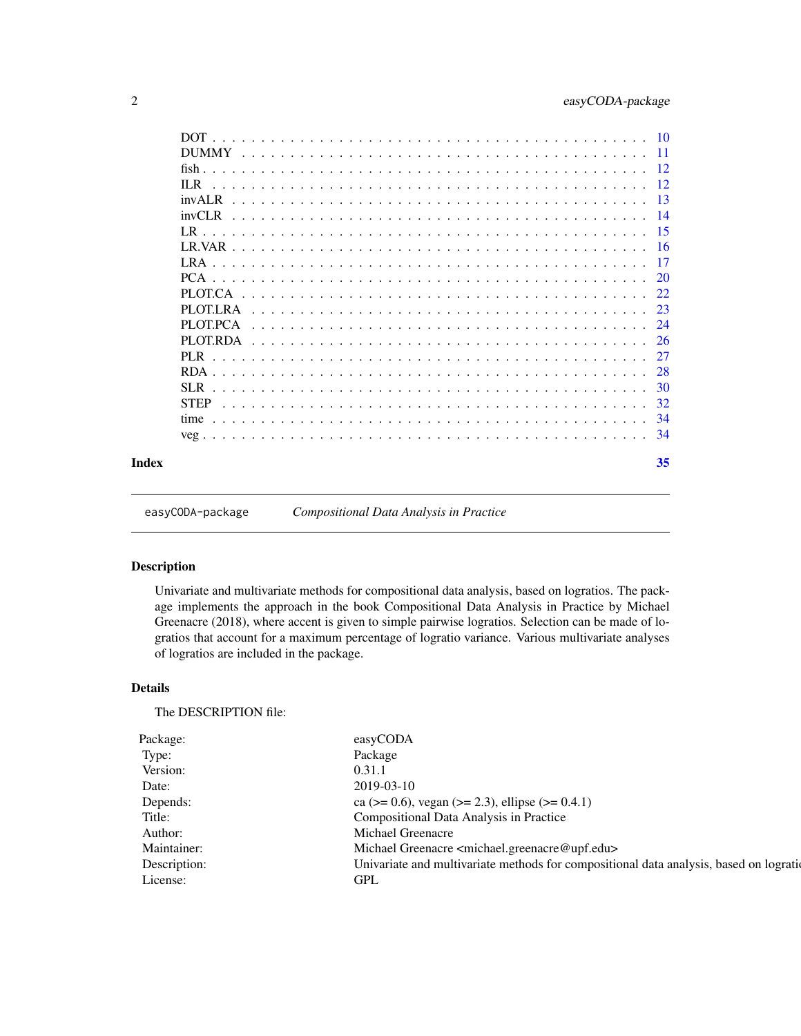| | |
|---|---|
| DOT | 10 |
| DUMMY | 11 |
| fish | 12 |
| ILR | 12 |
| invALR | 13 |
| invCLR | 14 |
| LR | 15 |
| LR.VAR | 16 |
| LRA | 17 |
| PCA | 20 |
| PLOT.CA | 22 |
| PLOT.LRA | 23 |
| PLOT.PCA | 24 |
| PLOT.RDA | 26 |
| PLR | 27 |
| RDA | 28 |
| SLR | 30 |
| STEP | 32 |
| time | 34 |
| veg | 34 |

**Index** **35**

---

`easyCODA-package` *Compositional Data Analysis in Practice*

---

### Description

Univariate and multivariate methods for compositional data analysis, based on logratios. The package implements the approach in the book Compositional Data Analysis in Practice by Michael Greenacre (2018), where accent is given to simple pairwise logratios. Selection can be made of logratios that account for a maximum percentage of logratio variance. Various multivariate analyses of logratios are included in the package.

### Details

The DESCRIPTION file:

| | |
|---|---|
| Package: | easyCODA |
| Type: | Package |
| Version: | 0.31.1 |
| Date: | 2019-03-10 |
| Depends: | ca (>= 0.6), vegan (>= 2.3), ellipse (>= 0.4.1) |
| Title: | Compositional Data Analysis in Practice |
| Author: | Michael Greenacre |
| Maintainer: | Michael Greenacre <michael.greenacre@upf.edu> |
| Description: | Univariate and multivariate methods for compositional data analysis, based on logratio |
| License: | GPL |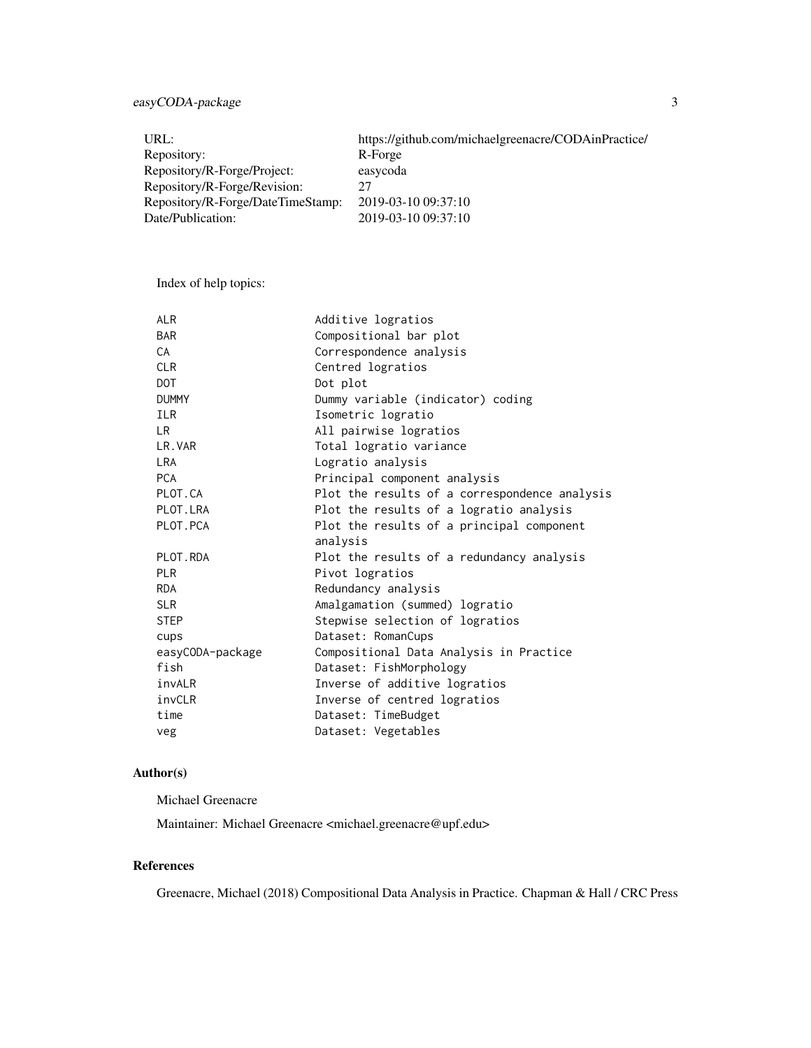| | |
|---|---|
| URL: | https://github.com/michaelgreenacre/CODAinPractice/ |
| Repository: | R-Forge |
| Repository/R-Forge/Project: | easycoda |
| Repository/R-Forge/Revision: | 27 |
| Repository/R-Forge/DateTimeStamp: | 2019-03-10 09:37:10 |
| Date/Publication: | 2019-03-10 09:37:10 |

Index of help topics:

```
ALR                     Additive logratios
BAR                     Compositional bar plot
CA                      Correspondence analysis
CLR                     Centred logratios
DOT                     Dot plot
DUMMY                   Dummy variable (indicator) coding
ILR                     Isometric logratio
LR                      All pairwise logratios
LR.VAR                  Total logratio variance
LRA                     Logratio analysis
PCA                     Principal component analysis
PLOT.CA                 Plot the results of a correspondence analysis
PLOT.LRA                Plot the results of a logratio analysis
PLOT.PCA                Plot the results of a principal component
                        analysis
PLOT.RDA                Plot the results of a redundancy analysis
PLR                     Pivot logratios
RDA                     Redundancy analysis
SLR                     Amalgamation (summed) logratio
STEP                    Stepwise selection of logratios
cups                    Dataset: RomanCups
easyCODA-package        Compositional Data Analysis in Practice
fish                    Dataset: FishMorphology
invALR                  Inverse of additive logratios
invCLR                  Inverse of centred logratios
time                    Dataset: TimeBudget
veg                     Dataset: Vegetables
```

## Author(s)

Michael Greenacre

Maintainer: Michael Greenacre <michael.greenacre@upf.edu>

## References

Greenacre, Michael (2018) Compositional Data Analysis in Practice. Chapman & Hall / CRC Press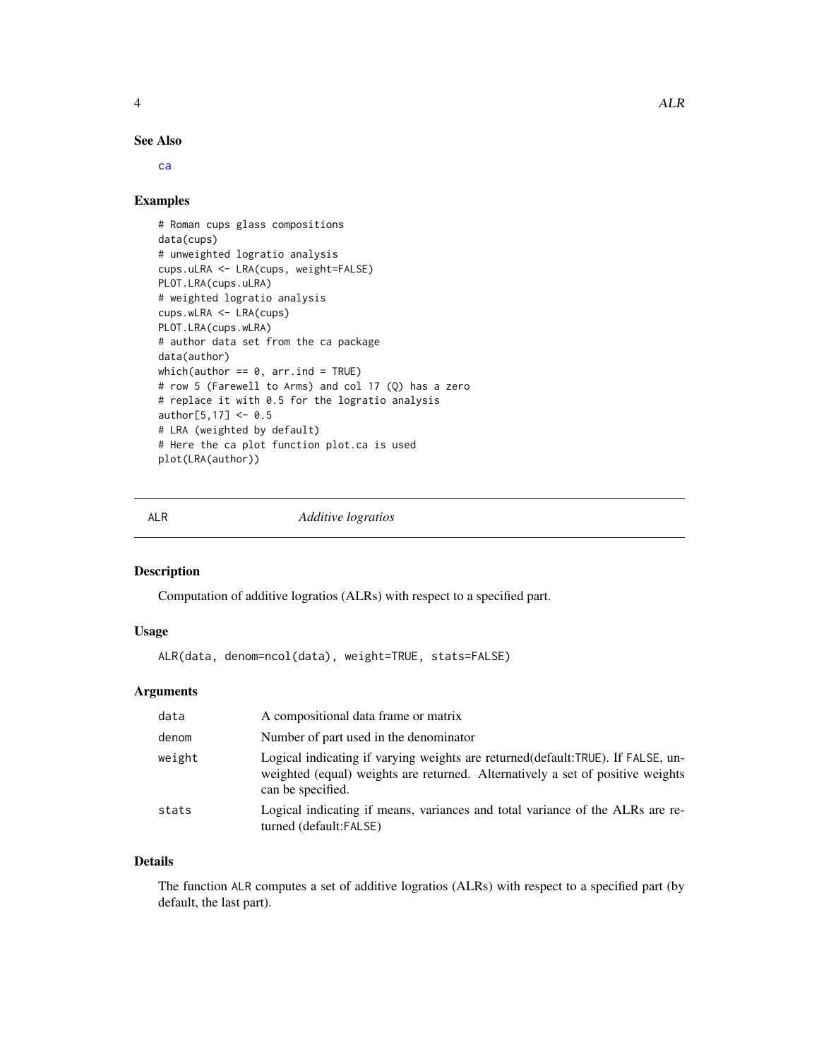## See Also

ca

## Examples

```
# Roman cups glass compositions
data(cups)
# unweighted logratio analysis
cups.uLRA <- LRA(cups, weight=FALSE)
PLOT.LRA(cups.uLRA)
# weighted logratio analysis
cups.wLRA <- LRA(cups)
PLOT.LRA(cups.wLRA)
# author data set from the ca package
data(author)
which(author == 0, arr.ind = TRUE)
# row 5 (Farewell to Arms) and col 17 (Q) has a zero
# replace it with 0.5 for the logratio analysis
author[5,17] <- 0.5
# LRA (weighted by default)
# Here the ca plot function plot.ca is used
plot(LRA(author))
```

---

# ALR — *Additive logratios*

---

## Description

Computation of additive logratios (ALRs) with respect to a specified part.

## Usage

```
ALR(data, denom=ncol(data), weight=TRUE, stats=FALSE)
```

## Arguments

| | |
|---|---|
| data | A compositional data frame or matrix |
| denom | Number of part used in the denominator |
| weight | Logical indicating if varying weights are returned(default:TRUE). If FALSE, unweighted (equal) weights are returned. Alternatively a set of positive weights can be specified. |
| stats | Logical indicating if means, variances and total variance of the ALRs are returned (default:FALSE) |

## Details

The function ALR computes a set of additive logratios (ALRs) with respect to a specified part (by default, the last part).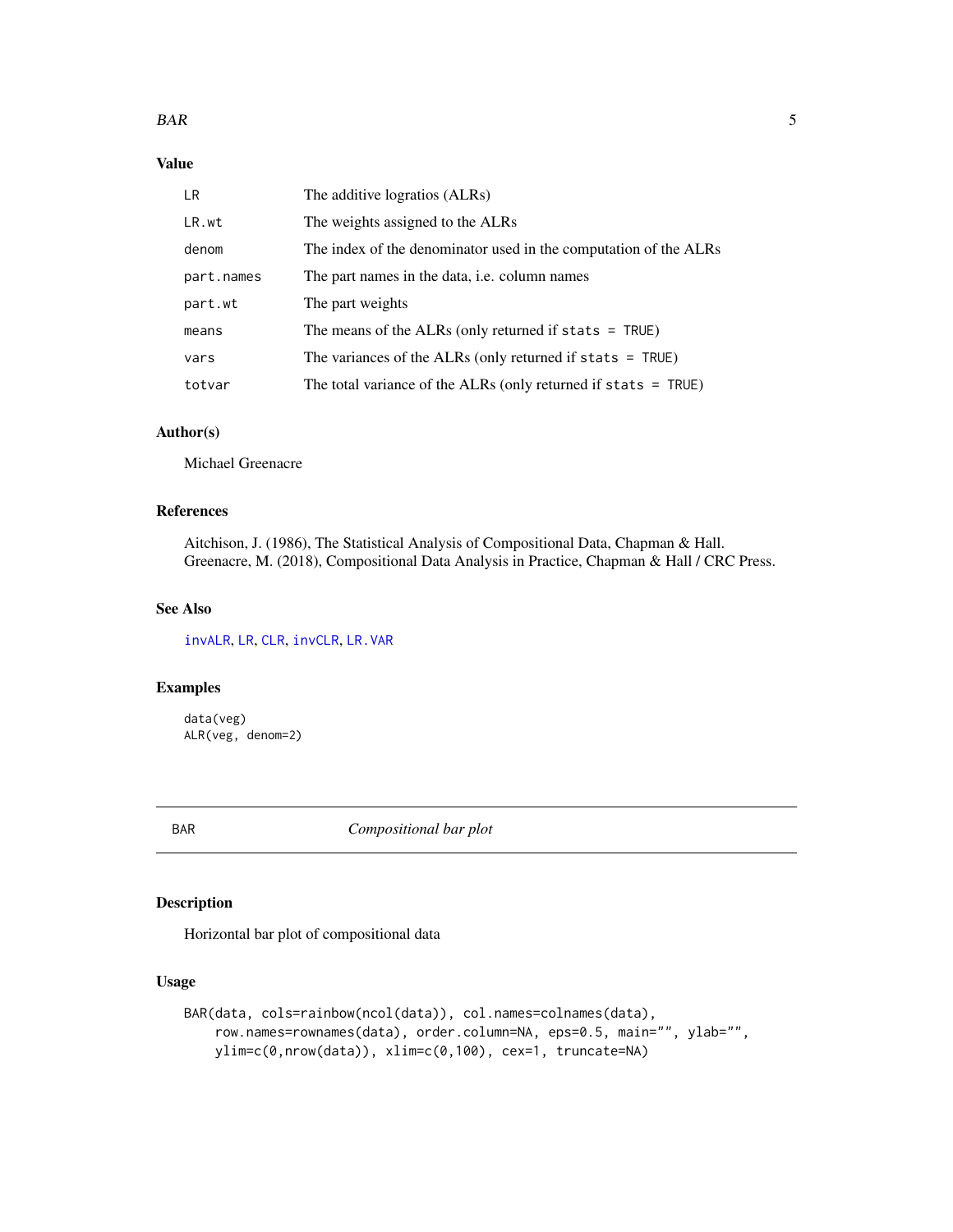### Value

| | |
|---|---|
| `LR` | The additive logratios (ALRs) |
| `LR.wt` | The weights assigned to the ALRs |
| `denom` | The index of the denominator used in the computation of the ALRs |
| `part.names` | The part names in the data, i.e. column names |
| `part.wt` | The part weights |
| `means` | The means of the ALRs (only returned if `stats = TRUE`) |
| `vars` | The variances of the ALRs (only returned if `stats = TRUE`) |
| `totvar` | The total variance of the ALRs (only returned if `stats = TRUE`) |

### Author(s)

Michael Greenacre

### References

Aitchison, J. (1986), The Statistical Analysis of Compositional Data, Chapman & Hall.
Greenacre, M. (2018), Compositional Data Analysis in Practice, Chapman & Hall / CRC Press.

### See Also

`invALR`, `LR`, `CLR`, `invCLR`, `LR.VAR`

### Examples

```
data(veg)
ALR(veg, denom=2)
```

---

## BAR &nbsp;&nbsp;&nbsp;&nbsp; *Compositional bar plot*

---

### Description

Horizontal bar plot of compositional data

### Usage

```
BAR(data, cols=rainbow(ncol(data)), col.names=colnames(data),
    row.names=rownames(data), order.column=NA, eps=0.5, main="", ylab="",
    ylim=c(0,nrow(data)), xlim=c(0,100), cex=1, truncate=NA)
```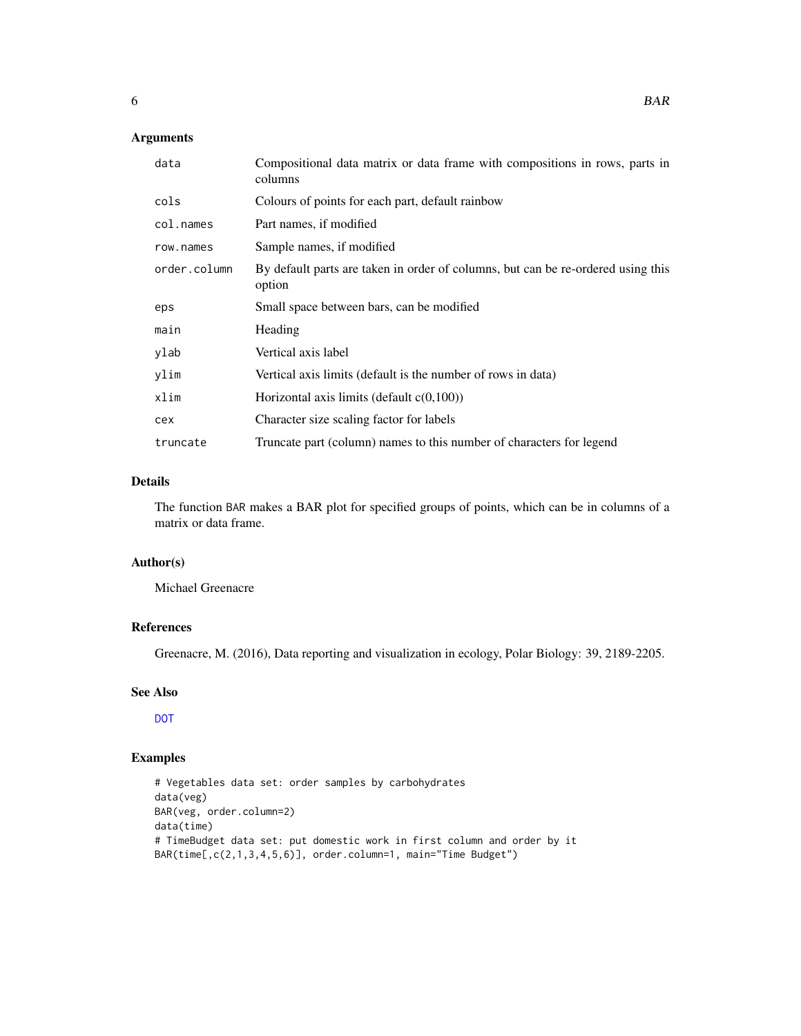## Arguments

| | |
|---|---|
| data | Compositional data matrix or data frame with compositions in rows, parts in columns |
| cols | Colours of points for each part, default rainbow |
| col.names | Part names, if modified |
| row.names | Sample names, if modified |
| order.column | By default parts are taken in order of columns, but can be re-ordered using this option |
| eps | Small space between bars, can be modified |
| main | Heading |
| ylab | Vertical axis label |
| ylim | Vertical axis limits (default is the number of rows in data) |
| xlim | Horizontal axis limits (default c(0,100)) |
| cex | Character size scaling factor for labels |
| truncate | Truncate part (column) names to this number of characters for legend |

## Details

The function BAR makes a BAR plot for specified groups of points, which can be in columns of a matrix or data frame.

## Author(s)

Michael Greenacre

## References

Greenacre, M. (2016), Data reporting and visualization in ecology, Polar Biology: 39, 2189-2205.

## See Also

DOT

## Examples

```
# Vegetables data set: order samples by carbohydrates
data(veg)
BAR(veg, order.column=2)
data(time)
# TimeBudget data set: put domestic work in first column and order by it
BAR(time[,c(2,1,3,4,5,6)], order.column=1, main="Time Budget")
```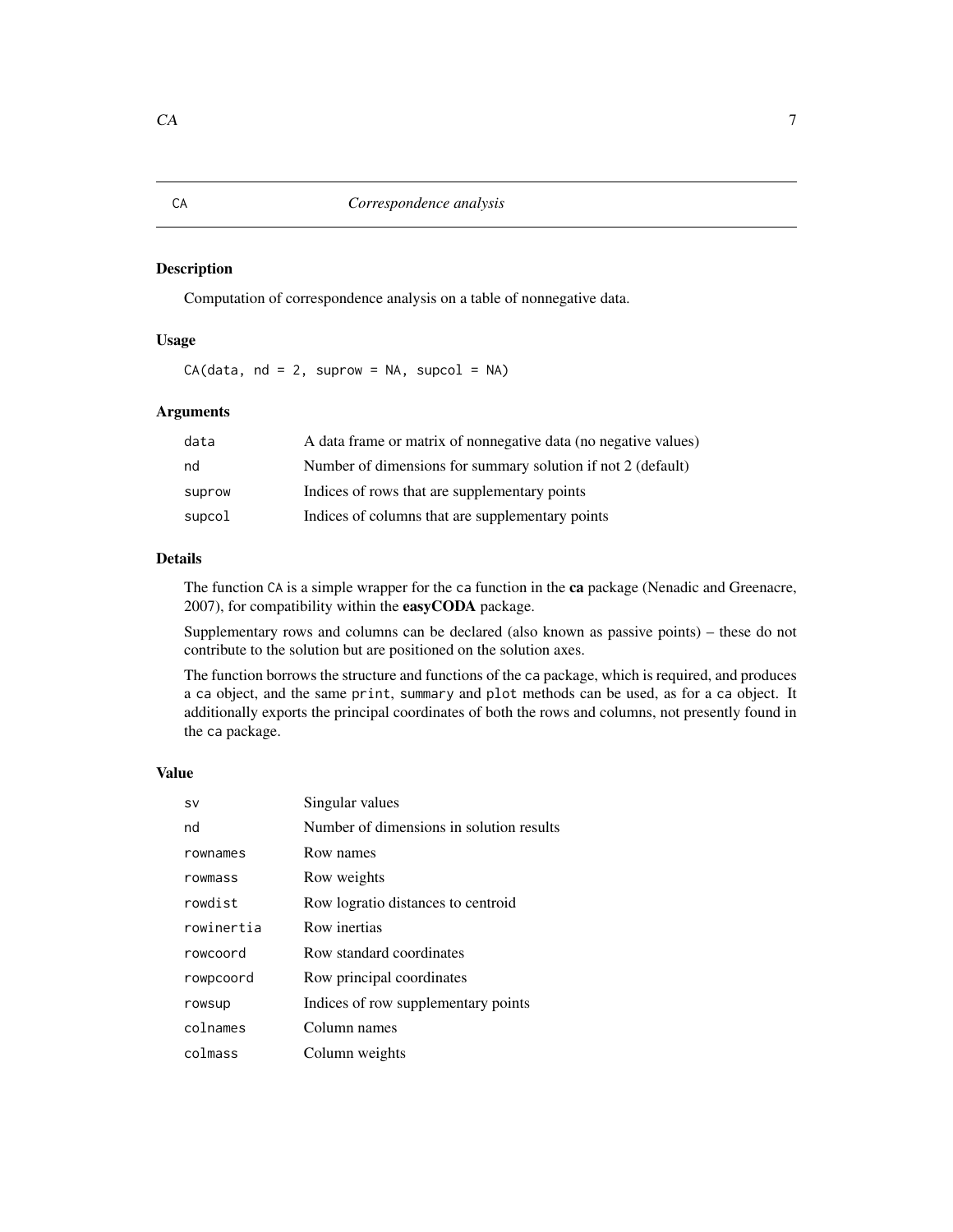## CA — *Correspondence analysis*

### Description

Computation of correspondence analysis on a table of nonnegative data.

### Usage

```
CA(data, nd = 2, suprow = NA, supcol = NA)
```

### Arguments

| | |
|---|---|
| `data` | A data frame or matrix of nonnegative data (no negative values) |
| `nd` | Number of dimensions for summary solution if not 2 (default) |
| `suprow` | Indices of rows that are supplementary points |
| `supcol` | Indices of columns that are supplementary points |

### Details

The function `CA` is a simple wrapper for the `ca` function in the **ca** package (Nenadic and Greenacre, 2007), for compatibility within the **easyCODA** package.

Supplementary rows and columns can be declared (also known as passive points) – these do not contribute to the solution but are positioned on the solution axes.

The function borrows the structure and functions of the `ca` package, which is required, and produces a `ca` object, and the same `print`, `summary` and `plot` methods can be used, as for a `ca` object. It additionally exports the principal coordinates of both the rows and columns, not presently found in the `ca` package.

### Value

| | |
|---|---|
| `sv` | Singular values |
| `nd` | Number of dimensions in solution results |
| `rownames` | Row names |
| `rowmass` | Row weights |
| `rowdist` | Row logratio distances to centroid |
| `rowinertia` | Row inertias |
| `rowcoord` | Row standard coordinates |
| `rowpcoord` | Row principal coordinates |
| `rowsup` | Indices of row supplementary points |
| `colnames` | Column names |
| `colmass` | Column weights |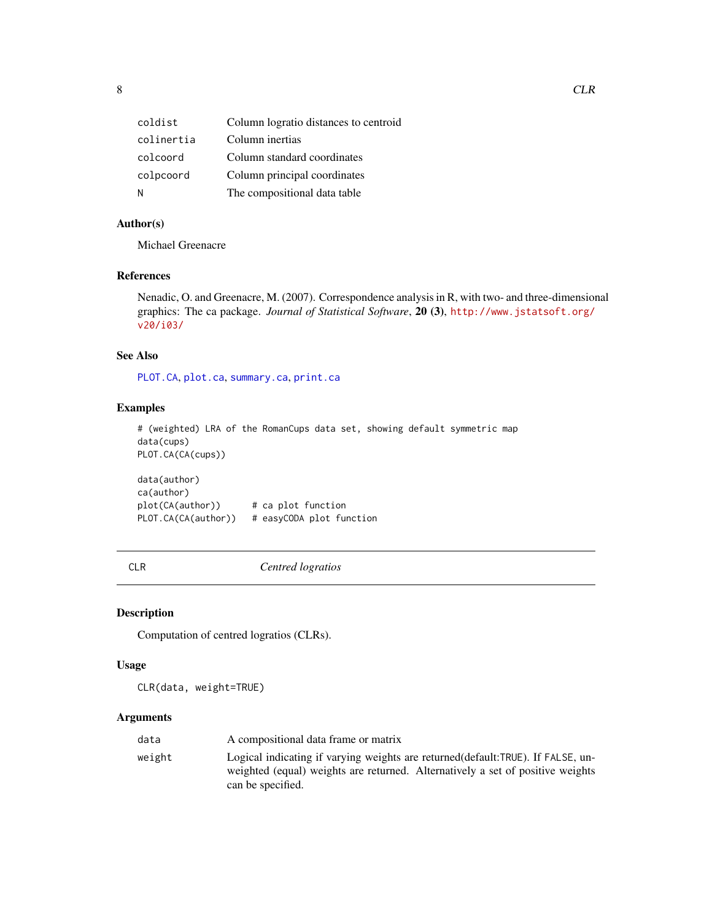| | |
|---|---|
| coldist | Column logratio distances to centroid |
| colinertia | Column inertias |
| colcoord | Column standard coordinates |
| colpcoord | Column principal coordinates |
| N | The compositional data table |

### Author(s)

Michael Greenacre

### References

Nenadic, O. and Greenacre, M. (2007). Correspondence analysis in R, with two- and three-dimensional graphics: The ca package. *Journal of Statistical Software*, **20 (3)**, http://www.jstatsoft.org/v20/i03/

### See Also

PLOT.CA, plot.ca, summary.ca, print.ca

### Examples

```
# (weighted) LRA of the RomanCups data set, showing default symmetric map
data(cups)
PLOT.CA(CA(cups))

data(author)
ca(author)
plot(CA(author))      # ca plot function
PLOT.CA(CA(author))   # easyCODA plot function
```

---

## CLR — *Centred logratios*

### Description

Computation of centred logratios (CLRs).

### Usage

```
CLR(data, weight=TRUE)
```

### Arguments

| | |
|---|---|
| data | A compositional data frame or matrix |
| weight | Logical indicating if varying weights are returned(default:TRUE). If FALSE, unweighted (equal) weights are returned. Alternatively a set of positive weights can be specified. |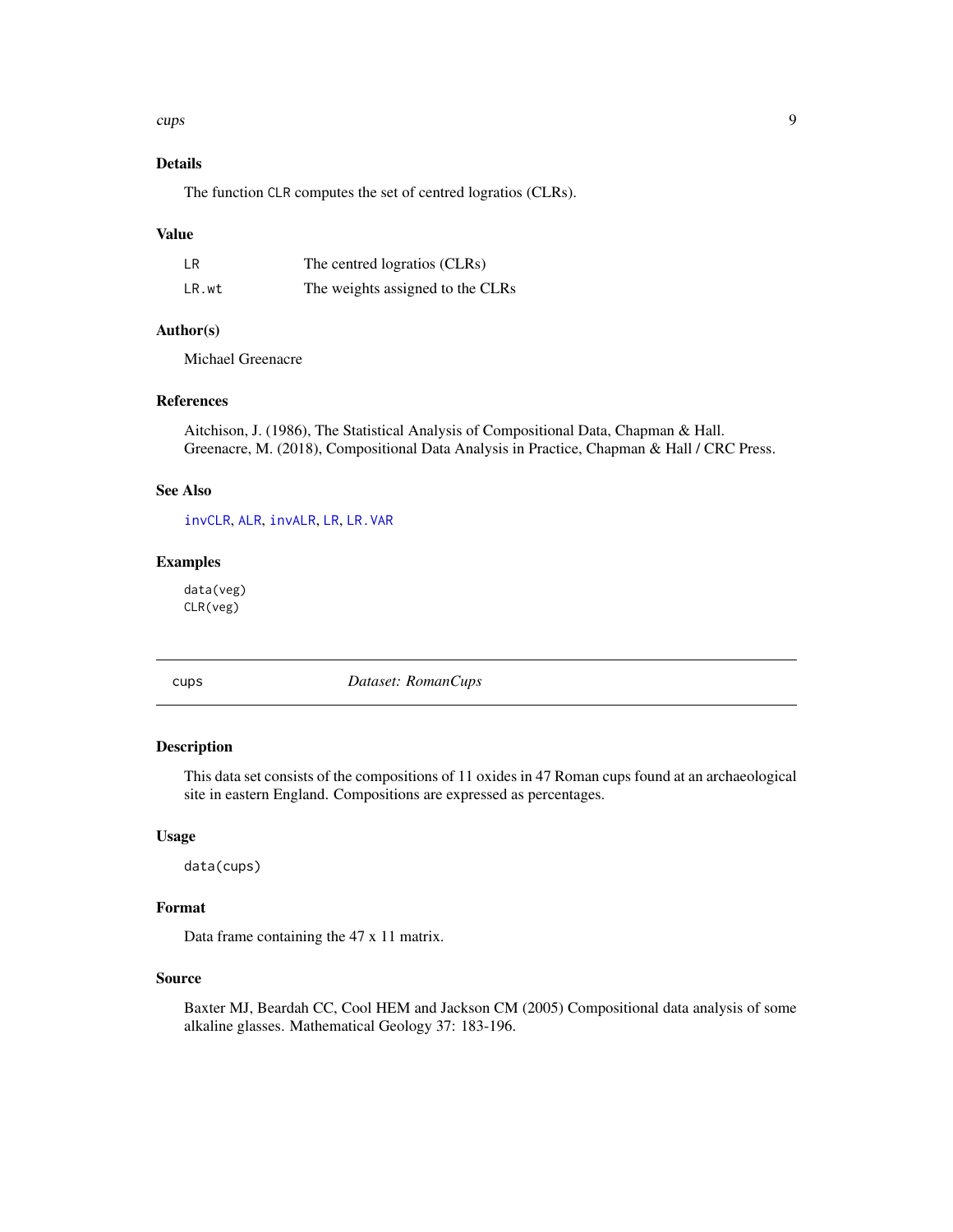### Details

The function CLR computes the set of centred logratios (CLRs).

### Value

| | |
|---|---|
| LR | The centred logratios (CLRs) |
| LR.wt | The weights assigned to the CLRs |

### Author(s)

Michael Greenacre

### References

Aitchison, J. (1986), The Statistical Analysis of Compositional Data, Chapman & Hall.
Greenacre, M. (2018), Compositional Data Analysis in Practice, Chapman & Hall / CRC Press.

### See Also

invCLR, ALR, invALR, LR, LR.VAR

### Examples

```
data(veg)
CLR(veg)
```

---

## cups *Dataset: RomanCups*

### Description

This data set consists of the compositions of 11 oxides in 47 Roman cups found at an archaeological site in eastern England. Compositions are expressed as percentages.

### Usage

```
data(cups)
```

### Format

Data frame containing the 47 x 11 matrix.

### Source

Baxter MJ, Beardah CC, Cool HEM and Jackson CM (2005) Compositional data analysis of some alkaline glasses. Mathematical Geology 37: 183-196.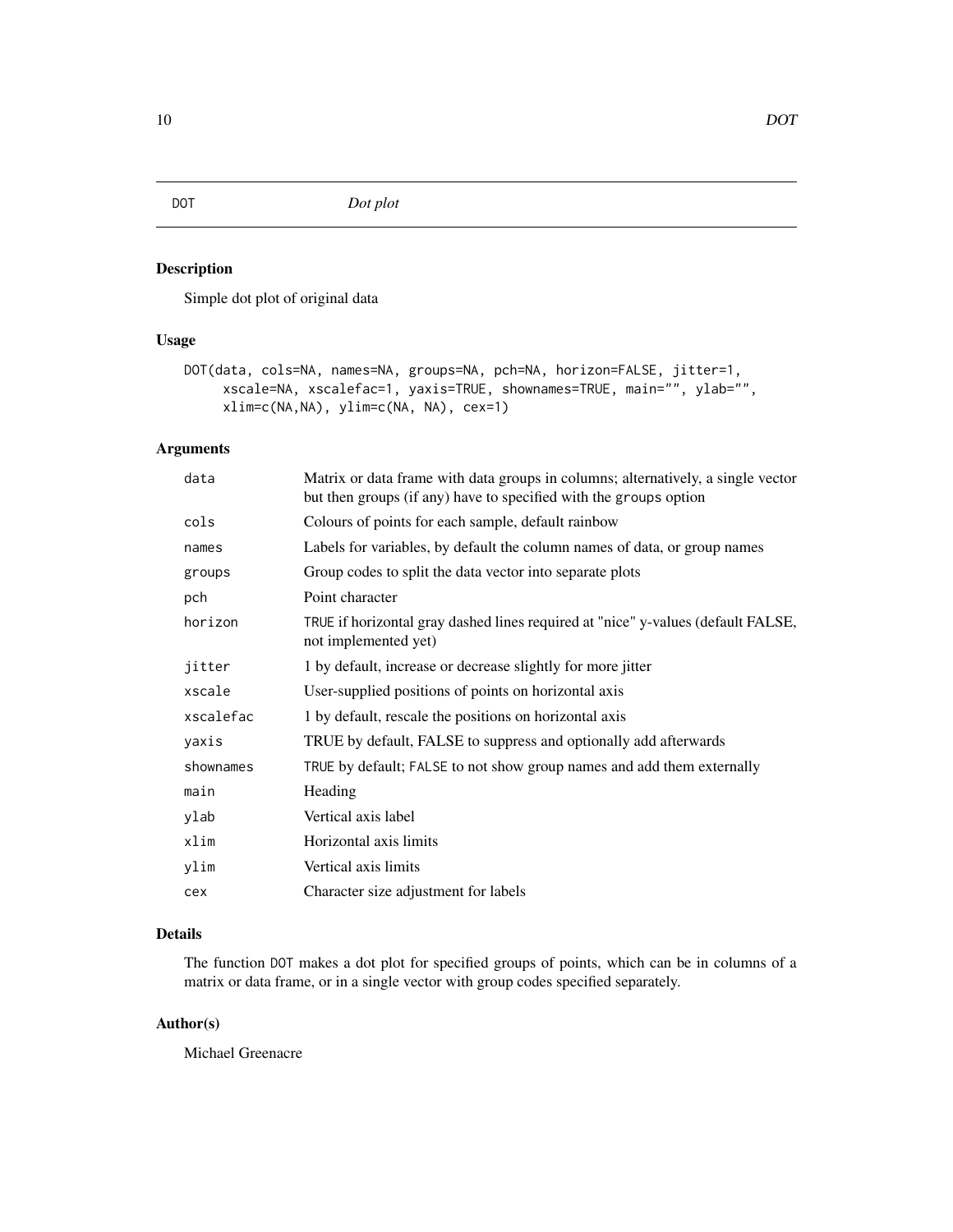DOT *Dot plot*

## Description

Simple dot plot of original data

## Usage

```
DOT(data, cols=NA, names=NA, groups=NA, pch=NA, horizon=FALSE, jitter=1,
     xscale=NA, xscalefac=1, yaxis=TRUE, shownames=TRUE, main="", ylab="",
     xlim=c(NA,NA), ylim=c(NA, NA), cex=1)
```

## Arguments

| | |
|---|---|
| `data` | Matrix or data frame with data groups in columns; alternatively, a single vector but then groups (if any) have to specified with the `groups` option |
| `cols` | Colours of points for each sample, default rainbow |
| `names` | Labels for variables, by default the column names of data, or group names |
| `groups` | Group codes to split the data vector into separate plots |
| `pch` | Point character |
| `horizon` | `TRUE` if horizontal gray dashed lines required at "nice" y-values (default FALSE, not implemented yet) |
| `jitter` | 1 by default, increase or decrease slightly for more jitter |
| `xscale` | User-supplied positions of points on horizontal axis |
| `xscalefac` | 1 by default, rescale the positions on horizontal axis |
| `yaxis` | TRUE by default, FALSE to suppress and optionally add afterwards |
| `shownames` | `TRUE` by default; `FALSE` to not show group names and add them externally |
| `main` | Heading |
| `ylab` | Vertical axis label |
| `xlim` | Horizontal axis limits |
| `ylim` | Vertical axis limits |
| `cex` | Character size adjustment for labels |

## Details

The function `DOT` makes a dot plot for specified groups of points, which can be in columns of a matrix or data frame, or in a single vector with group codes specified separately.

## Author(s)

Michael Greenacre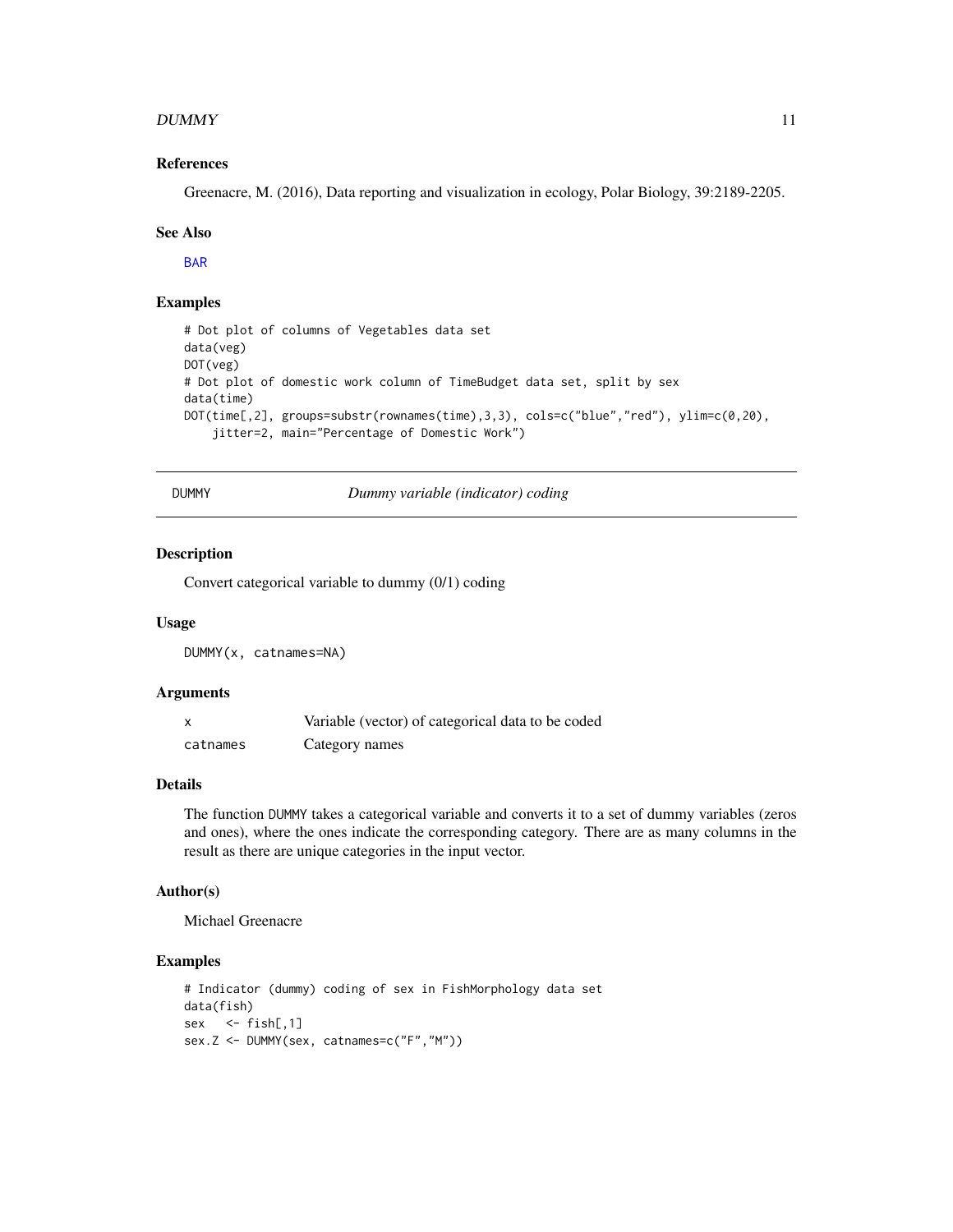### References

Greenacre, M. (2016), Data reporting and visualization in ecology, Polar Biology, 39:2189-2205.

### See Also

BAR

### Examples

```
# Dot plot of columns of Vegetables data set
data(veg)
DOT(veg)
# Dot plot of domestic work column of TimeBudget data set, split by sex
data(time)
DOT(time[,2], groups=substr(rownames(time),3,3), cols=c("blue","red"), ylim=c(0,20),
    jitter=2, main="Percentage of Domestic Work")
```

---

## DUMMY — *Dummy variable (indicator) coding*

---

### Description

Convert categorical variable to dummy (0/1) coding

### Usage

```
DUMMY(x, catnames=NA)
```

### Arguments

| | |
|---|---|
| x | Variable (vector) of categorical data to be coded |
| catnames | Category names |

### Details

The function DUMMY takes a categorical variable and converts it to a set of dummy variables (zeros and ones), where the ones indicate the corresponding category. There are as many columns in the result as there are unique categories in the input vector.

### Author(s)

Michael Greenacre

### Examples

```
# Indicator (dummy) coding of sex in FishMorphology data set
data(fish)
sex   <- fish[,1]
sex.Z <- DUMMY(sex, catnames=c("F","M"))
```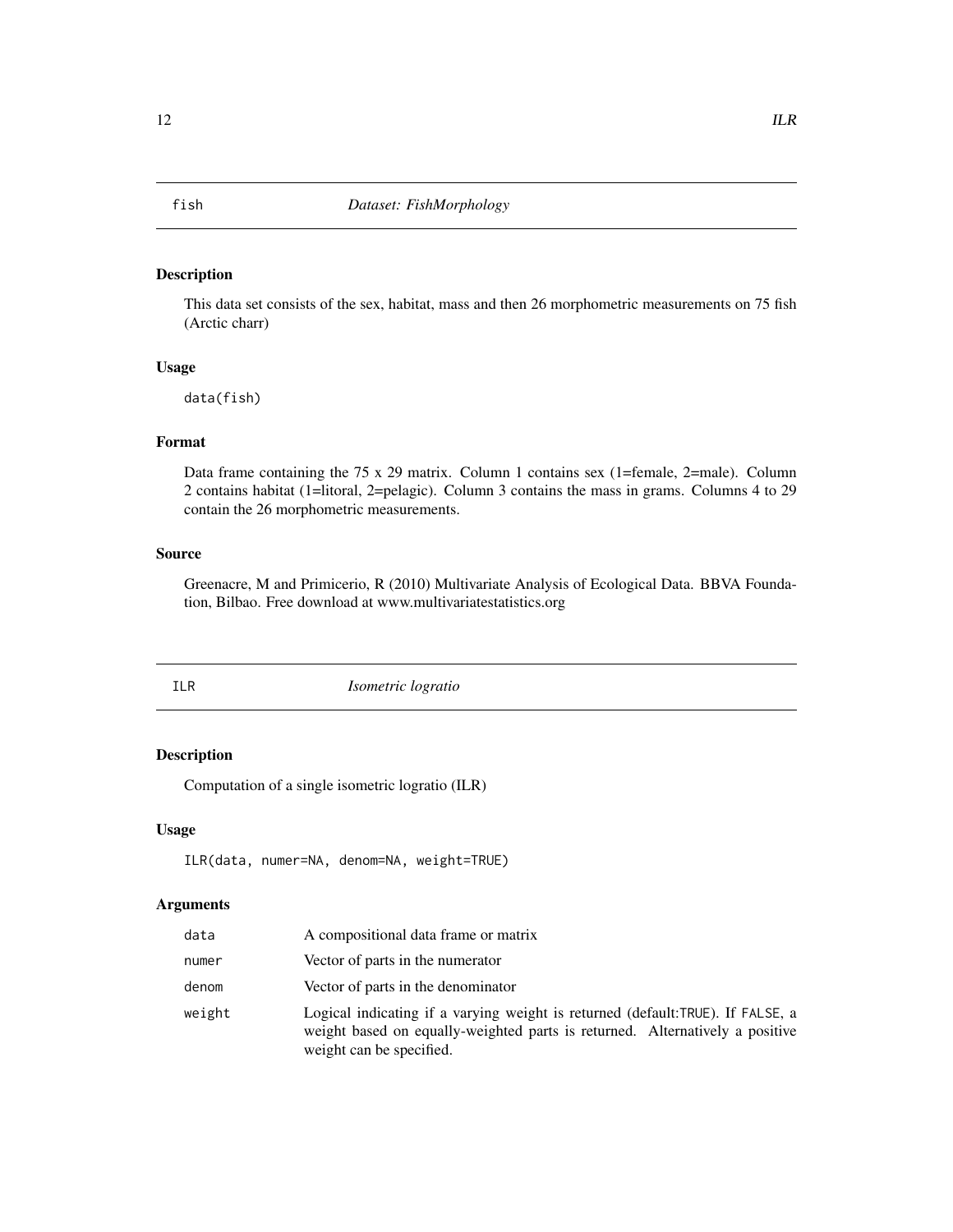## fish — *Dataset: FishMorphology*

### Description

This data set consists of the sex, habitat, mass and then 26 morphometric measurements on 75 fish (Arctic charr)

### Usage

```
data(fish)
```

### Format

Data frame containing the 75 x 29 matrix. Column 1 contains sex (1=female, 2=male). Column 2 contains habitat (1=litoral, 2=pelagic). Column 3 contains the mass in grams. Columns 4 to 29 contain the 26 morphometric measurements.

### Source

Greenacre, M and Primicerio, R (2010) Multivariate Analysis of Ecological Data. BBVA Foundation, Bilbao. Free download at www.multivariatestatistics.org

## ILR — *Isometric logratio*

### Description

Computation of a single isometric logratio (ILR)

### Usage

```
ILR(data, numer=NA, denom=NA, weight=TRUE)
```

### Arguments

| | |
|---|---|
| `data` | A compositional data frame or matrix |
| `numer` | Vector of parts in the numerator |
| `denom` | Vector of parts in the denominator |
| `weight` | Logical indicating if a varying weight is returned (default:`TRUE`). If `FALSE`, a weight based on equally-weighted parts is returned. Alternatively a positive weight can be specified. |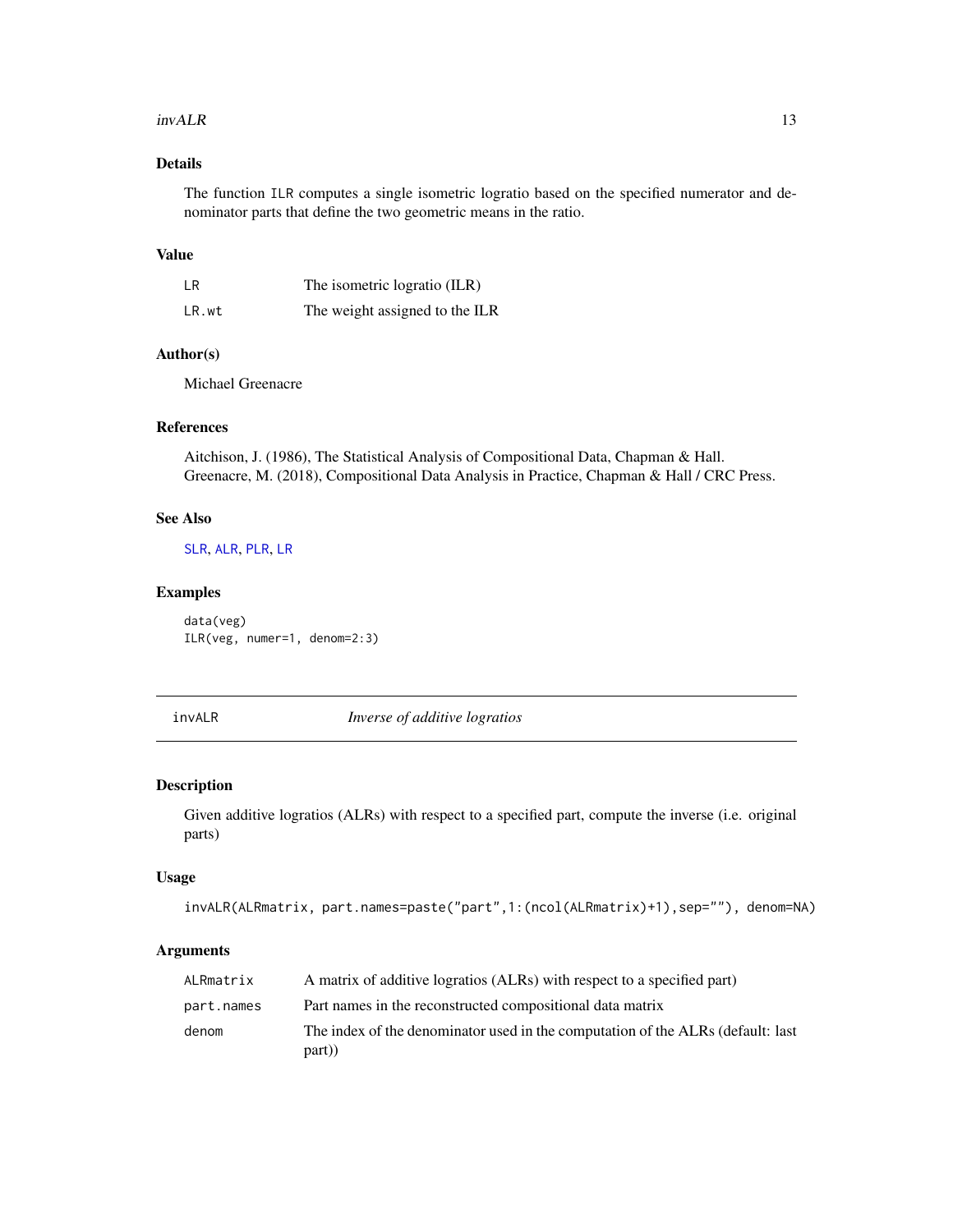### Details

The function ILR computes a single isometric logratio based on the specified numerator and denominator parts that define the two geometric means in the ratio.

### Value

| | |
|---|---|
| LR | The isometric logratio (ILR) |
| LR.wt | The weight assigned to the ILR |

### Author(s)

Michael Greenacre

### References

Aitchison, J. (1986), The Statistical Analysis of Compositional Data, Chapman & Hall.
Greenacre, M. (2018), Compositional Data Analysis in Practice, Chapman & Hall / CRC Press.

### See Also

SLR, ALR, PLR, LR

### Examples

```
data(veg)
ILR(veg, numer=1, denom=2:3)
```

---

## invALR *Inverse of additive logratios*

### Description

Given additive logratios (ALRs) with respect to a specified part, compute the inverse (i.e. original parts)

### Usage

```
invALR(ALRmatrix, part.names=paste("part",1:(ncol(ALRmatrix)+1),sep=""), denom=NA)
```

### Arguments

| | |
|---|---|
| ALRmatrix | A matrix of additive logratios (ALRs) with respect to a specified part) |
| part.names | Part names in the reconstructed compositional data matrix |
| denom | The index of the denominator used in the computation of the ALRs (default: last part)) |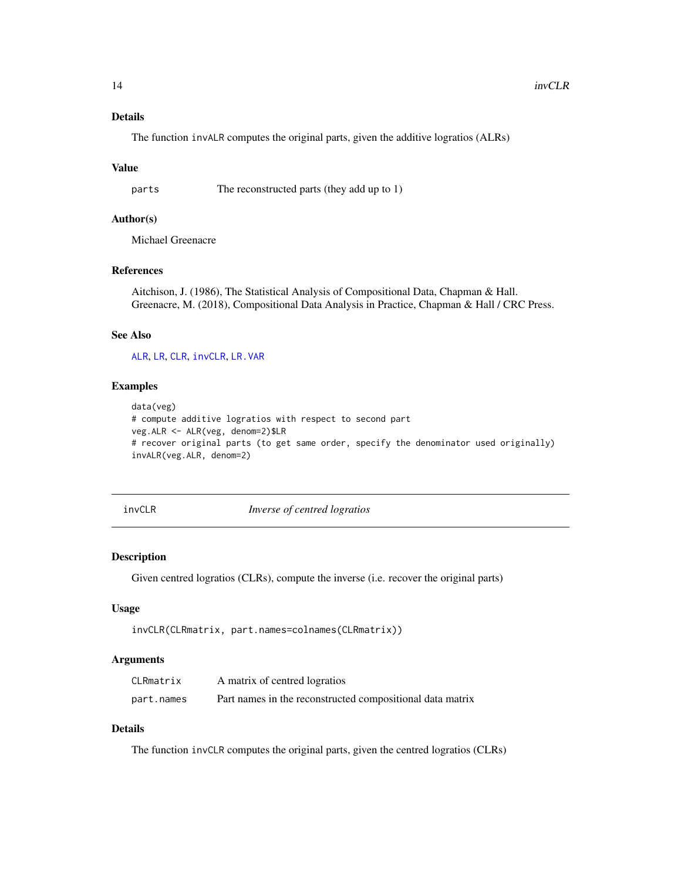### Details

The function `invALR` computes the original parts, given the additive logratios (ALRs)

### Value

| | |
|---|---|
| `parts` | The reconstructed parts (they add up to 1) |

### Author(s)

Michael Greenacre

### References

Aitchison, J. (1986), The Statistical Analysis of Compositional Data, Chapman & Hall.
Greenacre, M. (2018), Compositional Data Analysis in Practice, Chapman & Hall / CRC Press.

### See Also

`ALR`, `LR`, `CLR`, `invCLR`, `LR.VAR`

### Examples

```
data(veg)
# compute additive logratios with respect to second part
veg.ALR <- ALR(veg, denom=2)$LR
# recover original parts (to get same order, specify the denominator used originally)
invALR(veg.ALR, denom=2)
```

---

## invCLR — *Inverse of centred logratios*

---

### Description

Given centred logratios (CLRs), compute the inverse (i.e. recover the original parts)

### Usage

```
invCLR(CLRmatrix, part.names=colnames(CLRmatrix))
```

### Arguments

| | |
|---|---|
| `CLRmatrix` | A matrix of centred logratios |
| `part.names` | Part names in the reconstructed compositional data matrix |

### Details

The function `invCLR` computes the original parts, given the centred logratios (CLRs)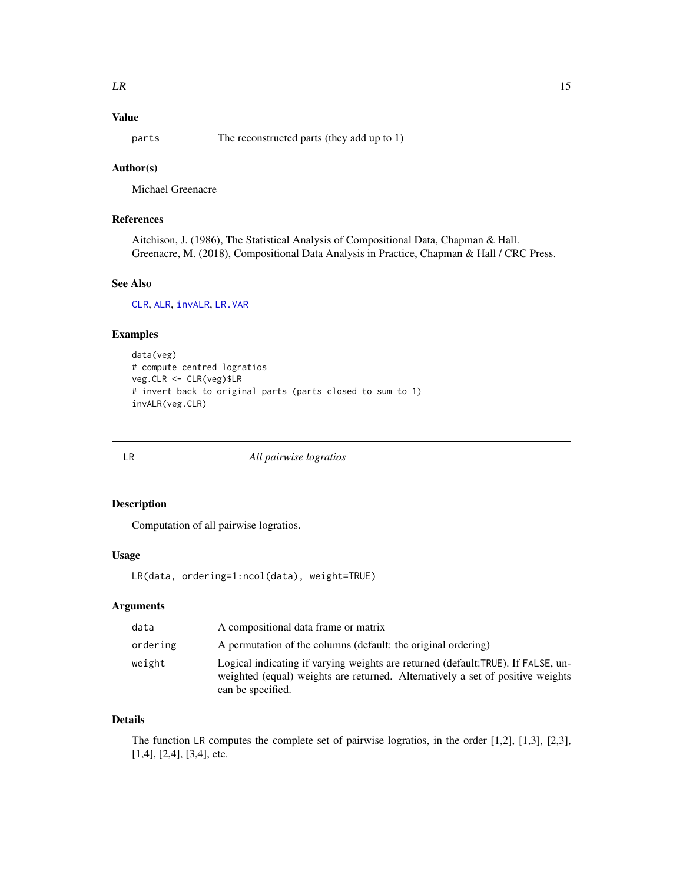### Value

| | |
|---|---|
| `parts` | The reconstructed parts (they add up to 1) |

### Author(s)

Michael Greenacre

### References

Aitchison, J. (1986), The Statistical Analysis of Compositional Data, Chapman & Hall.
Greenacre, M. (2018), Compositional Data Analysis in Practice, Chapman & Hall / CRC Press.

### See Also

`CLR`, `ALR`, `invALR`, `LR.VAR`

### Examples

```
data(veg)
# compute centred logratios
veg.CLR <- CLR(veg)$LR
# invert back to original parts (parts closed to sum to 1)
invALR(veg.CLR)
```

---

## LR — *All pairwise logratios*

---

### Description

Computation of all pairwise logratios.

### Usage

```
LR(data, ordering=1:ncol(data), weight=TRUE)
```

### Arguments

| | |
|---|---|
| `data` | A compositional data frame or matrix |
| `ordering` | A permutation of the columns (default: the original ordering) |
| `weight` | Logical indicating if varying weights are returned (default:`TRUE`). If `FALSE`, unweighted (equal) weights are returned. Alternatively a set of positive weights can be specified. |

### Details

The function `LR` computes the complete set of pairwise logratios, in the order [1,2], [1,3], [2,3], [1,4], [2,4], [3,4], etc.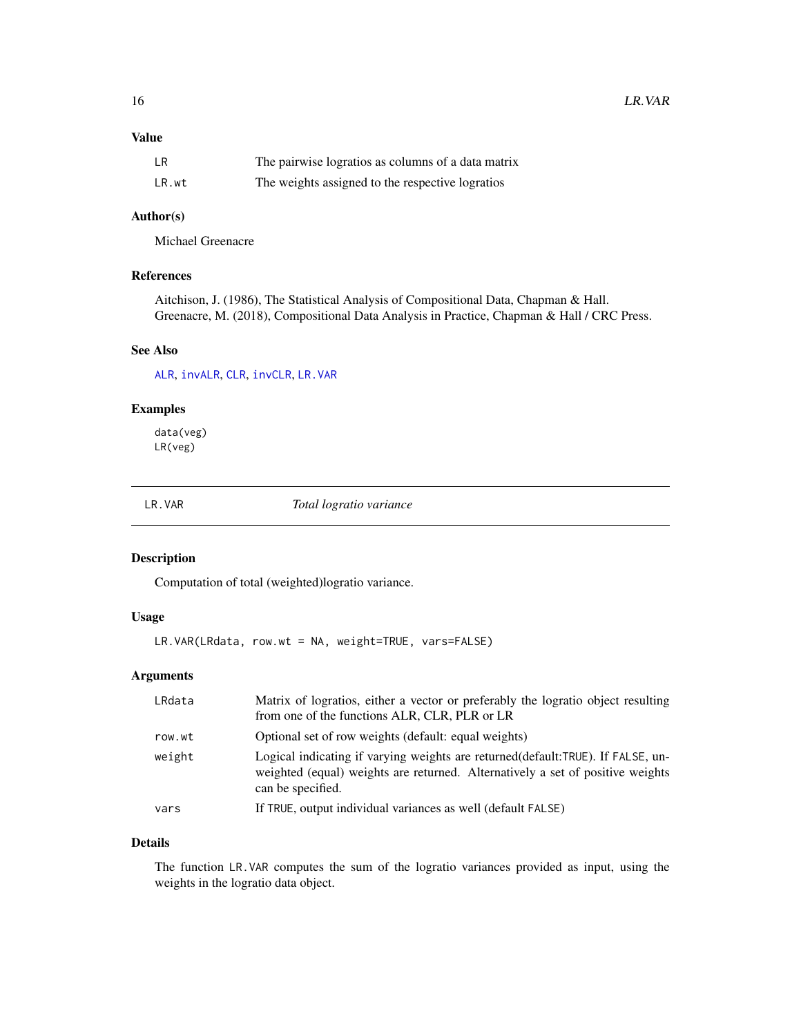### Value

| | |
|---|---|
| LR | The pairwise logratios as columns of a data matrix |
| LR.wt | The weights assigned to the respective logratios |

### Author(s)

Michael Greenacre

### References

Aitchison, J. (1986), The Statistical Analysis of Compositional Data, Chapman & Hall.
Greenacre, M. (2018), Compositional Data Analysis in Practice, Chapman & Hall / CRC Press.

### See Also

ALR, invALR, CLR, invCLR, LR.VAR

### Examples

```
data(veg)
LR(veg)
```

---

## LR.VAR *Total logratio variance*

---

### Description

Computation of total (weighted)logratio variance.

### Usage

```
LR.VAR(LRdata, row.wt = NA, weight=TRUE, vars=FALSE)
```

### Arguments

| | |
|---|---|
| LRdata | Matrix of logratios, either a vector or preferably the logratio object resulting from one of the functions ALR, CLR, PLR or LR |
| row.wt | Optional set of row weights (default: equal weights) |
| weight | Logical indicating if varying weights are returned(default:TRUE). If FALSE, unweighted (equal) weights are returned. Alternatively a set of positive weights can be specified. |
| vars | If TRUE, output individual variances as well (default FALSE) |

### Details

The function LR.VAR computes the sum of the logratio variances provided as input, using the weights in the logratio data object.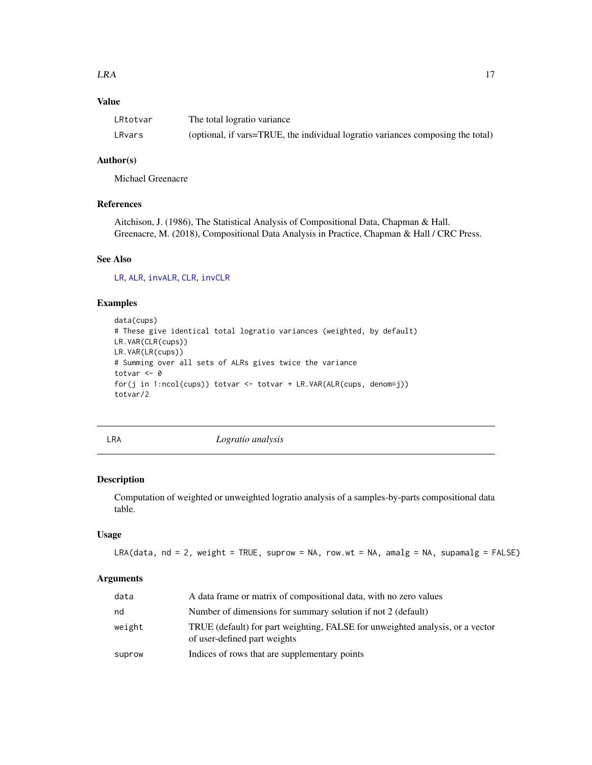### Value

| | |
|---|---|
| LRtotvar | The total logratio variance |
| LRvars | (optional, if vars=TRUE, the individual logratio variances composing the total) |

### Author(s)

Michael Greenacre

### References

Aitchison, J. (1986), The Statistical Analysis of Compositional Data, Chapman & Hall.
Greenacre, M. (2018), Compositional Data Analysis in Practice, Chapman & Hall / CRC Press.

### See Also

LR, ALR, invALR, CLR, invCLR

### Examples

```
data(cups)
# These give identical total logratio variances (weighted, by default)
LR.VAR(CLR(cups))
LR.VAR(LR(cups))
# Summing over all sets of ALRs gives twice the variance
totvar <- 0
for(j in 1:ncol(cups)) totvar <- totvar + LR.VAR(ALR(cups, denom=j))
totvar/2
```

---

## LRA — *Logratio analysis*

### Description

Computation of weighted or unweighted logratio analysis of a samples-by-parts compositional data table.

### Usage

```
LRA(data, nd = 2, weight = TRUE, suprow = NA, row.wt = NA, amalg = NA, supamalg = FALSE)
```

### Arguments

| | |
|---|---|
| data | A data frame or matrix of compositional data, with no zero values |
| nd | Number of dimensions for summary solution if not 2 (default) |
| weight | TRUE (default) for part weighting, FALSE for unweighted analysis, or a vector of user-defined part weights |
| suprow | Indices of rows that are supplementary points |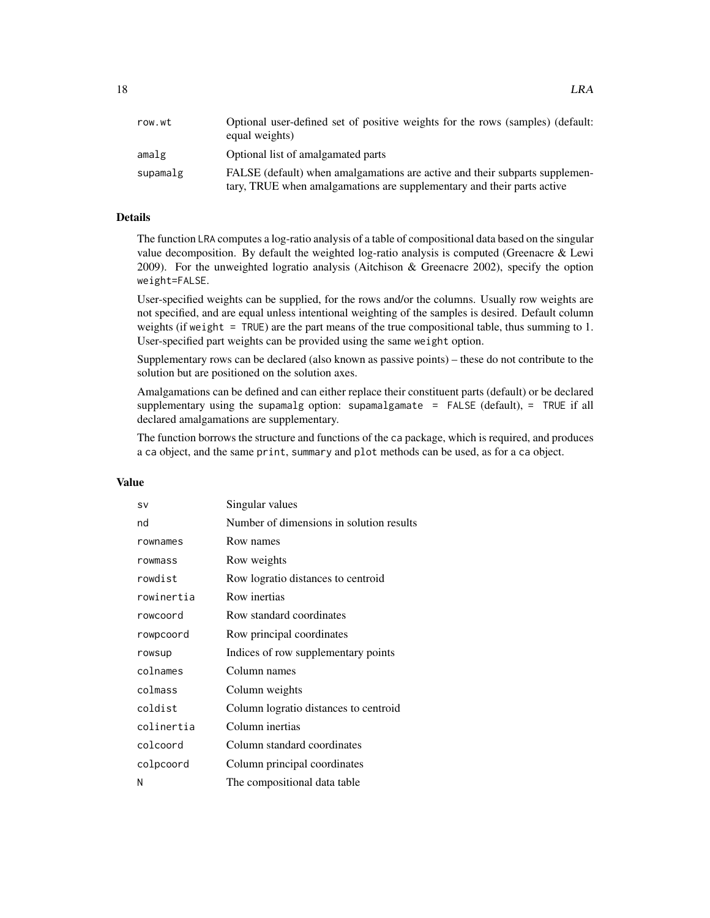| | |
|---|---|
| `row.wt` | Optional user-defined set of positive weights for the rows (samples) (default: equal weights) |
| `amalg` | Optional list of amalgamated parts |
| `supamalg` | FALSE (default) when amalgamations are active and their subparts supplementary, TRUE when amalgamations are supplementary and their parts active |

## Details

The function `LRA` computes a log-ratio analysis of a table of compositional data based on the singular value decomposition. By default the weighted log-ratio analysis is computed (Greenacre & Lewi 2009). For the unweighted logratio analysis (Aitchison & Greenacre 2002), specify the option `weight=FALSE`.

User-specified weights can be supplied, for the rows and/or the columns. Usually row weights are not specified, and are equal unless intentional weighting of the samples is desired. Default column weights (if `weight = TRUE`) are the part means of the true compositional table, thus summing to 1. User-specified part weights can be provided using the same `weight` option.

Supplementary rows can be declared (also known as passive points) – these do not contribute to the solution but are positioned on the solution axes.

Amalgamations can be defined and can either replace their constituent parts (default) or be declared supplementary using the `supamalg` option: `supamalgamate = FALSE` (default), `= TRUE` if all declared amalgamations are supplementary.

The function borrows the structure and functions of the `ca` package, which is required, and produces a `ca` object, and the same `print`, `summary` and `plot` methods can be used, as for a `ca` object.

## Value

| | |
|---|---|
| `sv` | Singular values |
| `nd` | Number of dimensions in solution results |
| `rownames` | Row names |
| `rowmass` | Row weights |
| `rowdist` | Row logratio distances to centroid |
| `rowinertia` | Row inertias |
| `rowcoord` | Row standard coordinates |
| `rowpcoord` | Row principal coordinates |
| `rowsup` | Indices of row supplementary points |
| `colnames` | Column names |
| `colmass` | Column weights |
| `coldist` | Column logratio distances to centroid |
| `colinertia` | Column inertias |
| `colcoord` | Column standard coordinates |
| `colpcoord` | Column principal coordinates |
| `N` | The compositional data table |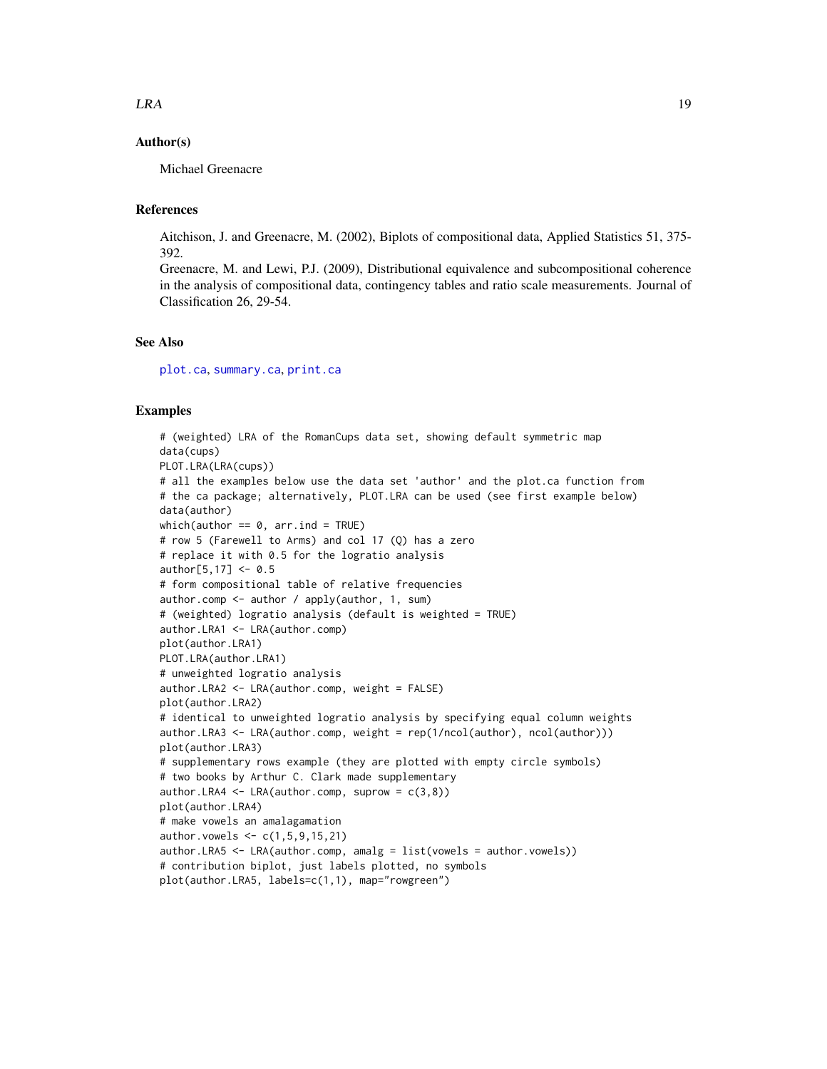### Author(s)

Michael Greenacre

### References

Aitchison, J. and Greenacre, M. (2002), Biplots of compositional data, Applied Statistics 51, 375-392.
Greenacre, M. and Lewi, P.J. (2009), Distributional equivalence and subcompositional coherence in the analysis of compositional data, contingency tables and ratio scale measurements. Journal of Classification 26, 29-54.

### See Also

plot.ca, summary.ca, print.ca

### Examples

```
# (weighted) LRA of the RomanCups data set, showing default symmetric map
data(cups)
PLOT.LRA(LRA(cups))
# all the examples below use the data set 'author' and the plot.ca function from
# the ca package; alternatively, PLOT.LRA can be used (see first example below)
data(author)
which(author == 0, arr.ind = TRUE)
# row 5 (Farewell to Arms) and col 17 (Q) has a zero
# replace it with 0.5 for the logratio analysis
author[5,17] <- 0.5
# form compositional table of relative frequencies
author.comp <- author / apply(author, 1, sum)
# (weighted) logratio analysis (default is weighted = TRUE)
author.LRA1 <- LRA(author.comp)
plot(author.LRA1)
PLOT.LRA(author.LRA1)
# unweighted logratio analysis
author.LRA2 <- LRA(author.comp, weight = FALSE)
plot(author.LRA2)
# identical to unweighted logratio analysis by specifying equal column weights
author.LRA3 <- LRA(author.comp, weight = rep(1/ncol(author), ncol(author)))
plot(author.LRA3)
# supplementary rows example (they are plotted with empty circle symbols)
# two books by Arthur C. Clark made supplementary
author.LRA4 <- LRA(author.comp, suprow = c(3,8))
plot(author.LRA4)
# make vowels an amalagamation
author.vowels <- c(1,5,9,15,21)
author.LRA5 <- LRA(author.comp, amalg = list(vowels = author.vowels))
# contribution biplot, just labels plotted, no symbols
plot(author.LRA5, labels=c(1,1), map="rowgreen")
```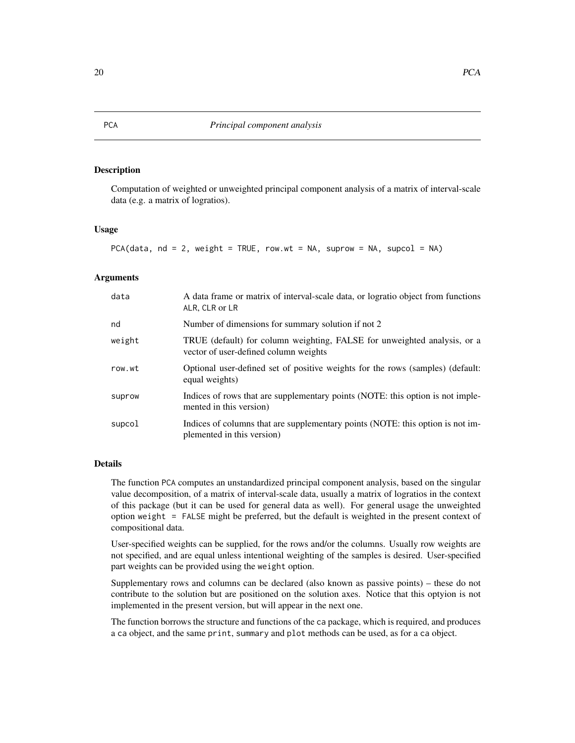## PCA *Principal component analysis*

### Description

Computation of weighted or unweighted principal component analysis of a matrix of interval-scale data (e.g. a matrix of logratios).

### Usage

```
PCA(data, nd = 2, weight = TRUE, row.wt = NA, suprow = NA, supcol = NA)
```

### Arguments

| | |
|---|---|
| data | A data frame or matrix of interval-scale data, or logratio object from functions ALR, CLR or LR |
| nd | Number of dimensions for summary solution if not 2 |
| weight | TRUE (default) for column weighting, FALSE for unweighted analysis, or a vector of user-defined column weights |
| row.wt | Optional user-defined set of positive weights for the rows (samples) (default: equal weights) |
| suprow | Indices of rows that are supplementary points (NOTE: this option is not implemented in this version) |
| supcol | Indices of columns that are supplementary points (NOTE: this option is not implemented in this version) |

### Details

The function PCA computes an unstandardized principal component analysis, based on the singular value decomposition, of a matrix of interval-scale data, usually a matrix of logratios in the context of this package (but it can be used for general data as well). For general usage the unweighted option `weight = FALSE` might be preferred, but the default is weighted in the present context of compositional data.

User-specified weights can be supplied, for the rows and/or the columns. Usually row weights are not specified, and are equal unless intentional weighting of the samples is desired. User-specified part weights can be provided using the `weight` option.

Supplementary rows and columns can be declared (also known as passive points) – these do not contribute to the solution but are positioned on the solution axes. Notice that this optyion is not implemented in the present version, but will appear in the next one.

The function borrows the structure and functions of the ca package, which is required, and produces a ca object, and the same `print`, `summary` and `plot` methods can be used, as for a ca object.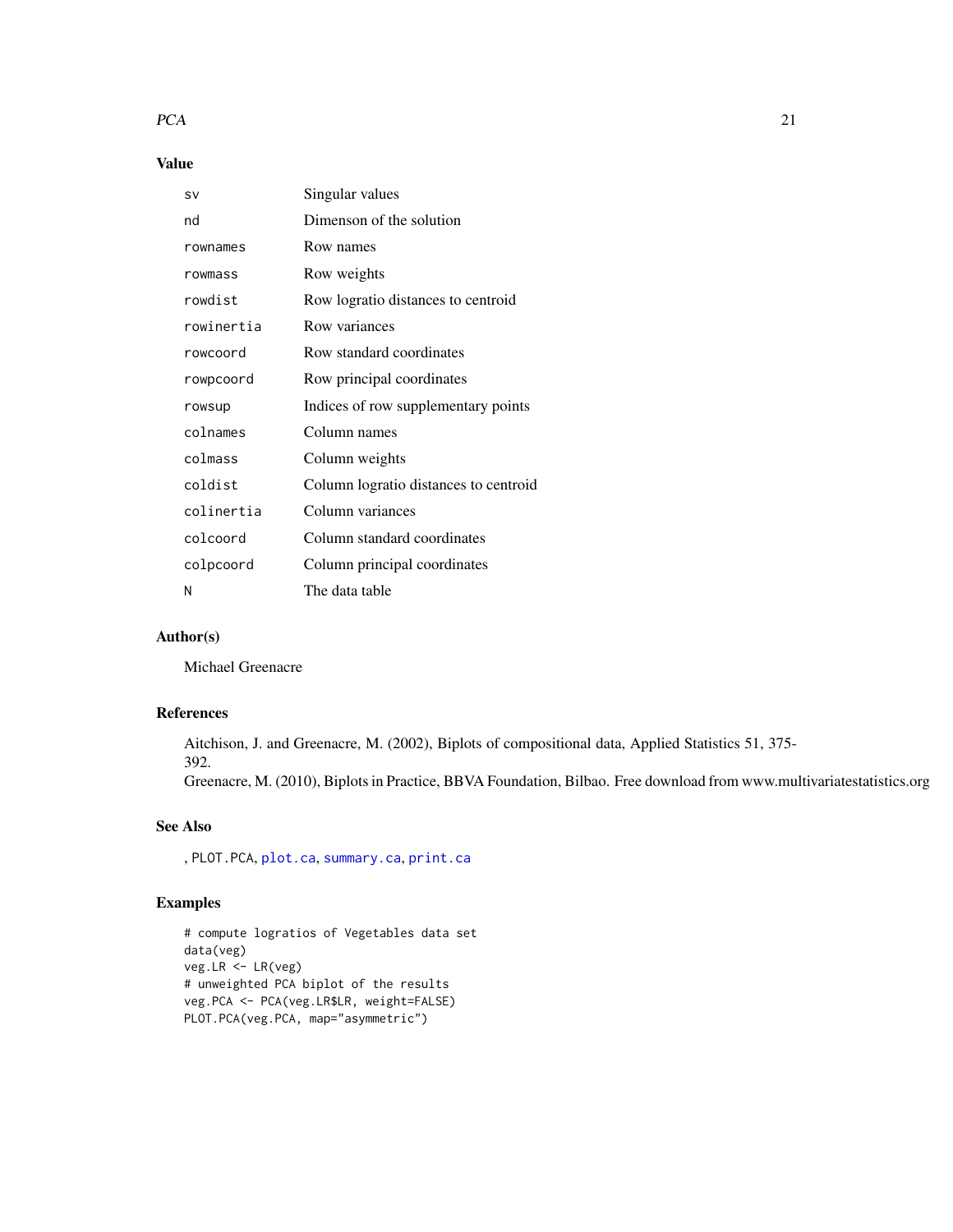## Value

| | |
|---|---|
| sv | Singular values |
| nd | Dimenson of the solution |
| rownames | Row names |
| rowmass | Row weights |
| rowdist | Row logratio distances to centroid |
| rowinertia | Row variances |
| rowcoord | Row standard coordinates |
| rowpcoord | Row principal coordinates |
| rowsup | Indices of row supplementary points |
| colnames | Column names |
| colmass | Column weights |
| coldist | Column logratio distances to centroid |
| colinertia | Column variances |
| colcoord | Column standard coordinates |
| colpcoord | Column principal coordinates |
| N | The data table |

## Author(s)

Michael Greenacre

## References

Aitchison, J. and Greenacre, M. (2002), Biplots of compositional data, Applied Statistics 51, 375-392.

Greenacre, M. (2010), Biplots in Practice, BBVA Foundation, Bilbao. Free download from www.multivariatestatistics.org

## See Also

, `PLOT.PCA`, `plot.ca`, `summary.ca`, `print.ca`

## Examples

```
# compute logratios of Vegetables data set
data(veg)
veg.LR <- LR(veg)
# unweighted PCA biplot of the results
veg.PCA <- PCA(veg.LR$LR, weight=FALSE)
PLOT.PCA(veg.PCA, map="asymmetric")
```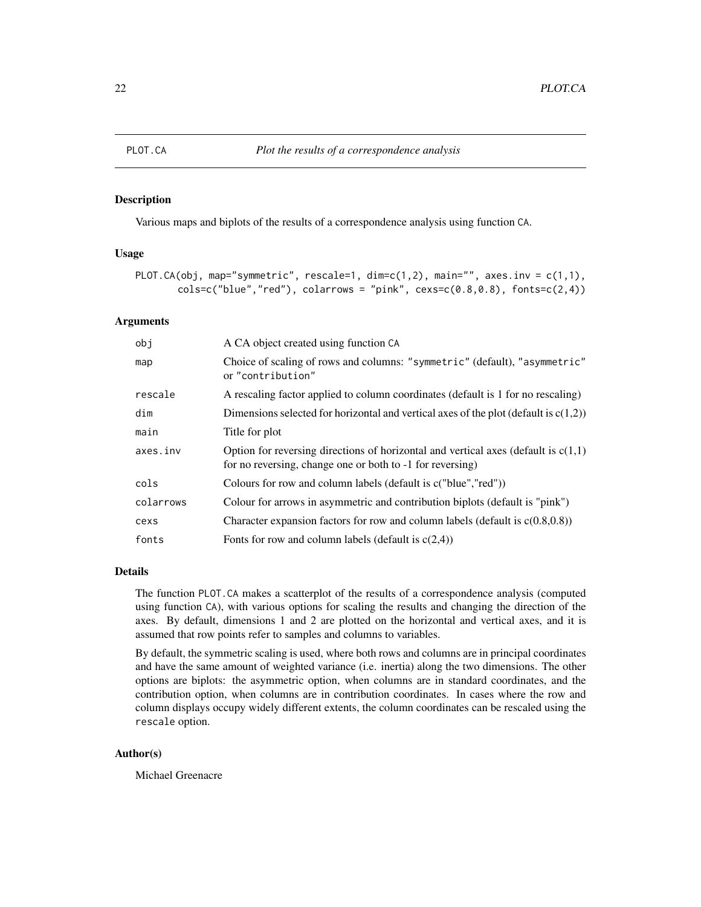# PLOT.CA — *Plot the results of a correspondence analysis*

## Description

Various maps and biplots of the results of a correspondence analysis using function CA.

## Usage

```
PLOT.CA(obj, map="symmetric", rescale=1, dim=c(1,2), main="", axes.inv = c(1,1),
       cols=c("blue","red"), colarrows = "pink", cexs=c(0.8,0.8), fonts=c(2,4))
```

## Arguments

| | |
|---|---|
| obj | A CA object created using function CA |
| map | Choice of scaling of rows and columns: "symmetric" (default), "asymmetric" or "contribution" |
| rescale | A rescaling factor applied to column coordinates (default is 1 for no rescaling) |
| dim | Dimensions selected for horizontal and vertical axes of the plot (default is c(1,2)) |
| main | Title for plot |
| axes.inv | Option for reversing directions of horizontal and vertical axes (default is c(1,1) for no reversing, change one or both to -1 for reversing) |
| cols | Colours for row and column labels (default is c("blue","red")) |
| colarrows | Colour for arrows in asymmetric and contribution biplots (default is "pink") |
| cexs | Character expansion factors for row and column labels (default is c(0.8,0.8)) |
| fonts | Fonts for row and column labels (default is c(2,4)) |

## Details

The function PLOT.CA makes a scatterplot of the results of a correspondence analysis (computed using function CA), with various options for scaling the results and changing the direction of the axes. By default, dimensions 1 and 2 are plotted on the horizontal and vertical axes, and it is assumed that row points refer to samples and columns to variables.

By default, the symmetric scaling is used, where both rows and columns are in principal coordinates and have the same amount of weighted variance (i.e. inertia) along the two dimensions. The other options are biplots: the asymmetric option, when columns are in standard coordinates, and the contribution option, when columns are in contribution coordinates. In cases where the row and column displays occupy widely different extents, the column coordinates can be rescaled using the rescale option.

## Author(s)

Michael Greenacre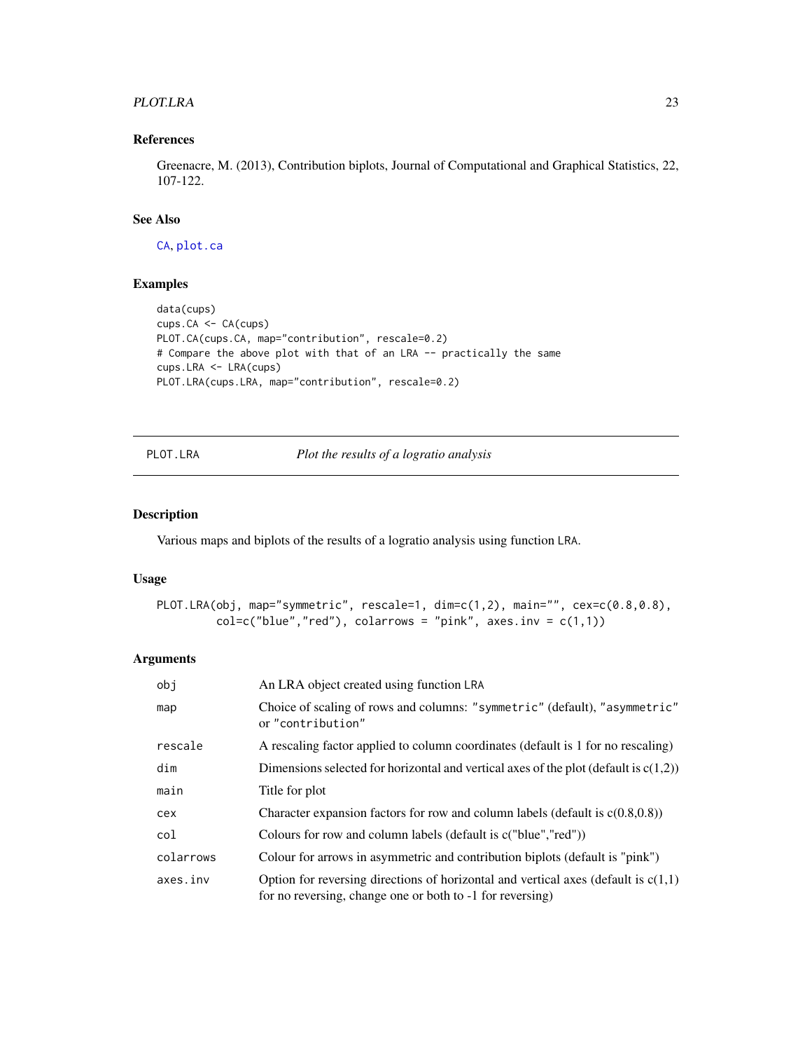### References

Greenacre, M. (2013), Contribution biplots, Journal of Computational and Graphical Statistics, 22, 107-122.

### See Also

CA, plot.ca

### Examples

```
data(cups)
cups.CA <- CA(cups)
PLOT.CA(cups.CA, map="contribution", rescale=0.2)
# Compare the above plot with that of an LRA -- practically the same
cups.LRA <- LRA(cups)
PLOT.LRA(cups.LRA, map="contribution", rescale=0.2)
```

---

## PLOT.LRA — *Plot the results of a logratio analysis*

### Description

Various maps and biplots of the results of a logratio analysis using function LRA.

### Usage

```
PLOT.LRA(obj, map="symmetric", rescale=1, dim=c(1,2), main="", cex=c(0.8,0.8),
         col=c("blue","red"), colarrows = "pink", axes.inv = c(1,1))
```

### Arguments

| | |
|---|---|
| obj | An LRA object created using function LRA |
| map | Choice of scaling of rows and columns: "symmetric" (default), "asymmetric" or "contribution" |
| rescale | A rescaling factor applied to column coordinates (default is 1 for no rescaling) |
| dim | Dimensions selected for horizontal and vertical axes of the plot (default is c(1,2)) |
| main | Title for plot |
| cex | Character expansion factors for row and column labels (default is c(0.8,0.8)) |
| col | Colours for row and column labels (default is c("blue","red")) |
| colarrows | Colour for arrows in asymmetric and contribution biplots (default is "pink") |
| axes.inv | Option for reversing directions of horizontal and vertical axes (default is c(1,1) for no reversing, change one or both to -1 for reversing) |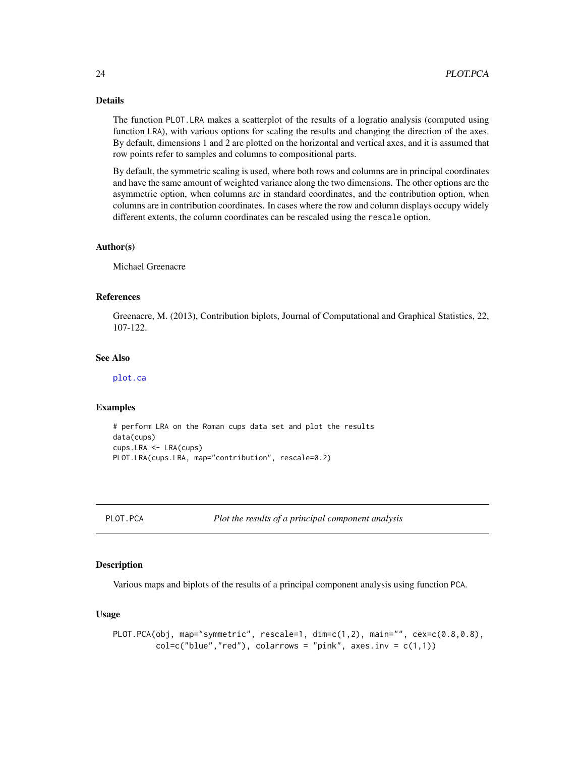## Details

The function `PLOT.LRA` makes a scatterplot of the results of a logratio analysis (computed using function `LRA`), with various options for scaling the results and changing the direction of the axes. By default, dimensions 1 and 2 are plotted on the horizontal and vertical axes, and it is assumed that row points refer to samples and columns to compositional parts.

By default, the symmetric scaling is used, where both rows and columns are in principal coordinates and have the same amount of weighted variance along the two dimensions. The other options are the asymmetric option, when columns are in standard coordinates, and the contribution option, when columns are in contribution coordinates. In cases where the row and column displays occupy widely different extents, the column coordinates can be rescaled using the `rescale` option.

## Author(s)

Michael Greenacre

## References

Greenacre, M. (2013), Contribution biplots, Journal of Computational and Graphical Statistics, 22, 107-122.

## See Also

`plot.ca`

## Examples

```
# perform LRA on the Roman cups data set and plot the results
data(cups)
cups.LRA <- LRA(cups)
PLOT.LRA(cups.LRA, map="contribution", rescale=0.2)
```

---

# PLOT.PCA — *Plot the results of a principal component analysis*

## Description

Various maps and biplots of the results of a principal component analysis using function `PCA`.

## Usage

```
PLOT.PCA(obj, map="symmetric", rescale=1, dim=c(1,2), main="", cex=c(0.8,0.8),
         col=c("blue","red"), colarrows = "pink", axes.inv = c(1,1))
```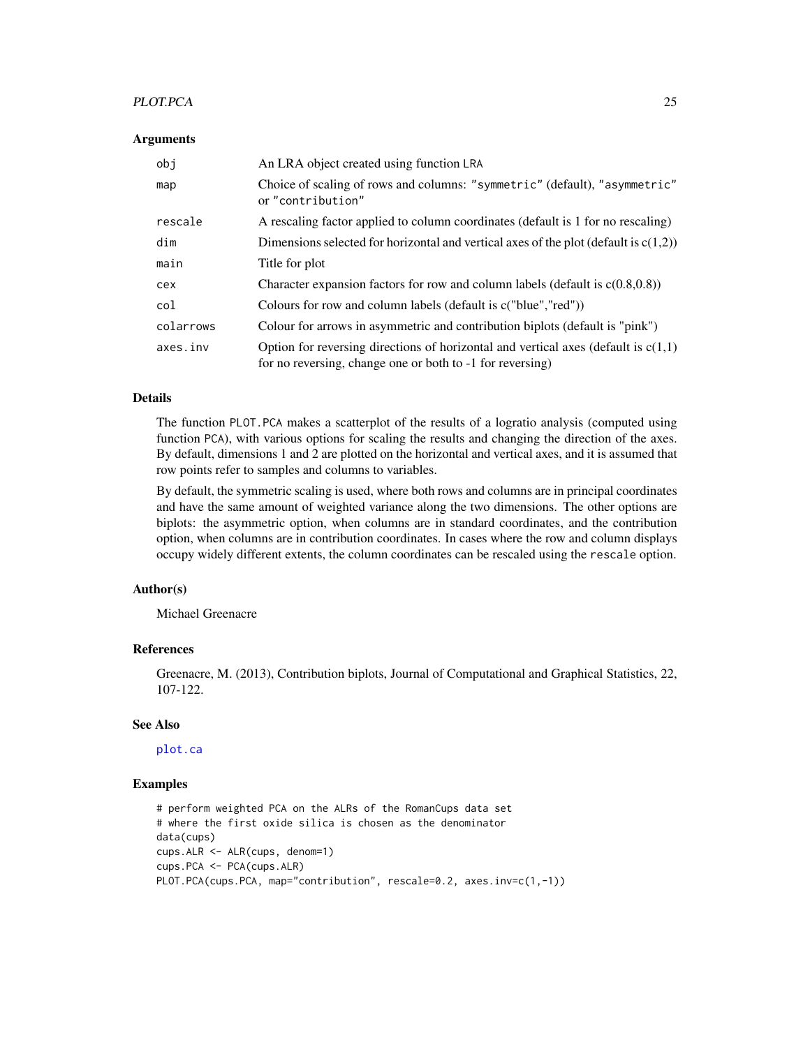## Arguments

| | |
|---|---|
| `obj` | An LRA object created using function `LRA` |
| `map` | Choice of scaling of rows and columns: `"symmetric"` (default), `"asymmetric"` or `"contribution"` |
| `rescale` | A rescaling factor applied to column coordinates (default is 1 for no rescaling) |
| `dim` | Dimensions selected for horizontal and vertical axes of the plot (default is c(1,2)) |
| `main` | Title for plot |
| `cex` | Character expansion factors for row and column labels (default is c(0.8,0.8)) |
| `col` | Colours for row and column labels (default is c("blue","red")) |
| `colarrows` | Colour for arrows in asymmetric and contribution biplots (default is "pink") |
| `axes.inv` | Option for reversing directions of horizontal and vertical axes (default is c(1,1) for no reversing, change one or both to -1 for reversing) |

## Details

The function `PLOT.PCA` makes a scatterplot of the results of a logratio analysis (computed using function `PCA`), with various options for scaling the results and changing the direction of the axes. By default, dimensions 1 and 2 are plotted on the horizontal and vertical axes, and it is assumed that row points refer to samples and columns to variables.

By default, the symmetric scaling is used, where both rows and columns are in principal coordinates and have the same amount of weighted variance along the two dimensions. The other options are biplots: the asymmetric option, when columns are in standard coordinates, and the contribution option, when columns are in contribution coordinates. In cases where the row and column displays occupy widely different extents, the column coordinates can be rescaled using the `rescale` option.

## Author(s)

Michael Greenacre

## References

Greenacre, M. (2013), Contribution biplots, Journal of Computational and Graphical Statistics, 22, 107-122.

## See Also

`plot.ca`

## Examples

```
# perform weighted PCA on the ALRs of the RomanCups data set
# where the first oxide silica is chosen as the denominator
data(cups)
cups.ALR <- ALR(cups, denom=1)
cups.PCA <- PCA(cups.ALR)
PLOT.PCA(cups.PCA, map="contribution", rescale=0.2, axes.inv=c(1,-1))
```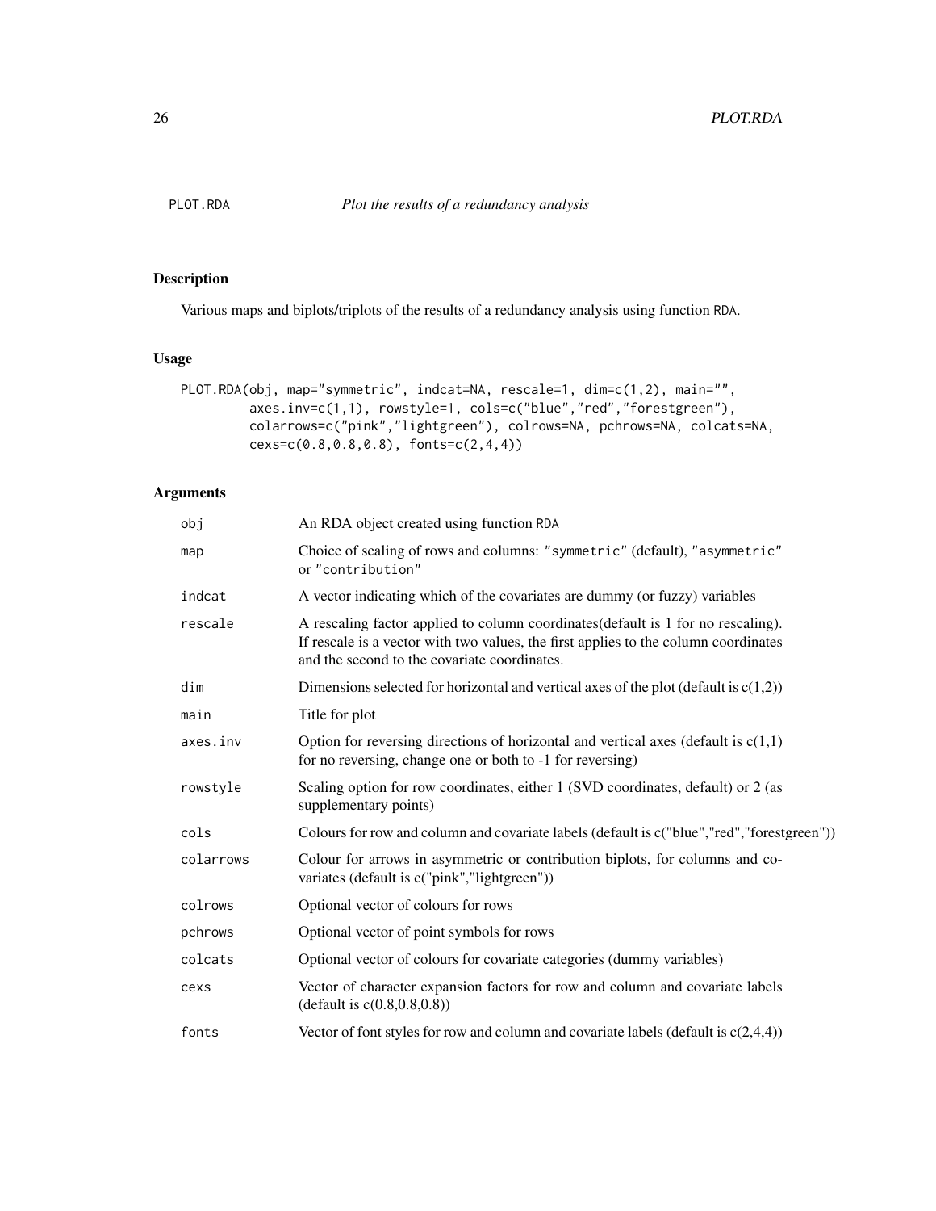PLOT.RDA *Plot the results of a redundancy analysis*

## Description

Various maps and biplots/triplots of the results of a redundancy analysis using function RDA.

## Usage

```
PLOT.RDA(obj, map="symmetric", indcat=NA, rescale=1, dim=c(1,2), main="",
         axes.inv=c(1,1), rowstyle=1, cols=c("blue","red","forestgreen"),
         colarrows=c("pink","lightgreen"), colrows=NA, pchrows=NA, colcats=NA,
         cexs=c(0.8,0.8,0.8), fonts=c(2,4,4))
```

## Arguments

| | |
|---|---|
| obj | An RDA object created using function RDA |
| map | Choice of scaling of rows and columns: "symmetric" (default), "asymmetric" or "contribution" |
| indcat | A vector indicating which of the covariates are dummy (or fuzzy) variables |
| rescale | A rescaling factor applied to column coordinates(default is 1 for no rescaling). If rescale is a vector with two values, the first applies to the column coordinates and the second to the covariate coordinates. |
| dim | Dimensions selected for horizontal and vertical axes of the plot (default is c(1,2)) |
| main | Title for plot |
| axes.inv | Option for reversing directions of horizontal and vertical axes (default is c(1,1) for no reversing, change one or both to -1 for reversing) |
| rowstyle | Scaling option for row coordinates, either 1 (SVD coordinates, default) or 2 (as supplementary points) |
| cols | Colours for row and column and covariate labels (default is c("blue","red","forestgreen")) |
| colarrows | Colour for arrows in asymmetric or contribution biplots, for columns and covariates (default is c("pink","lightgreen")) |
| colrows | Optional vector of colours for rows |
| pchrows | Optional vector of point symbols for rows |
| colcats | Optional vector of colours for covariate categories (dummy variables) |
| cexs | Vector of character expansion factors for row and column and covariate labels (default is c(0.8,0.8,0.8)) |
| fonts | Vector of font styles for row and column and covariate labels (default is c(2,4,4)) |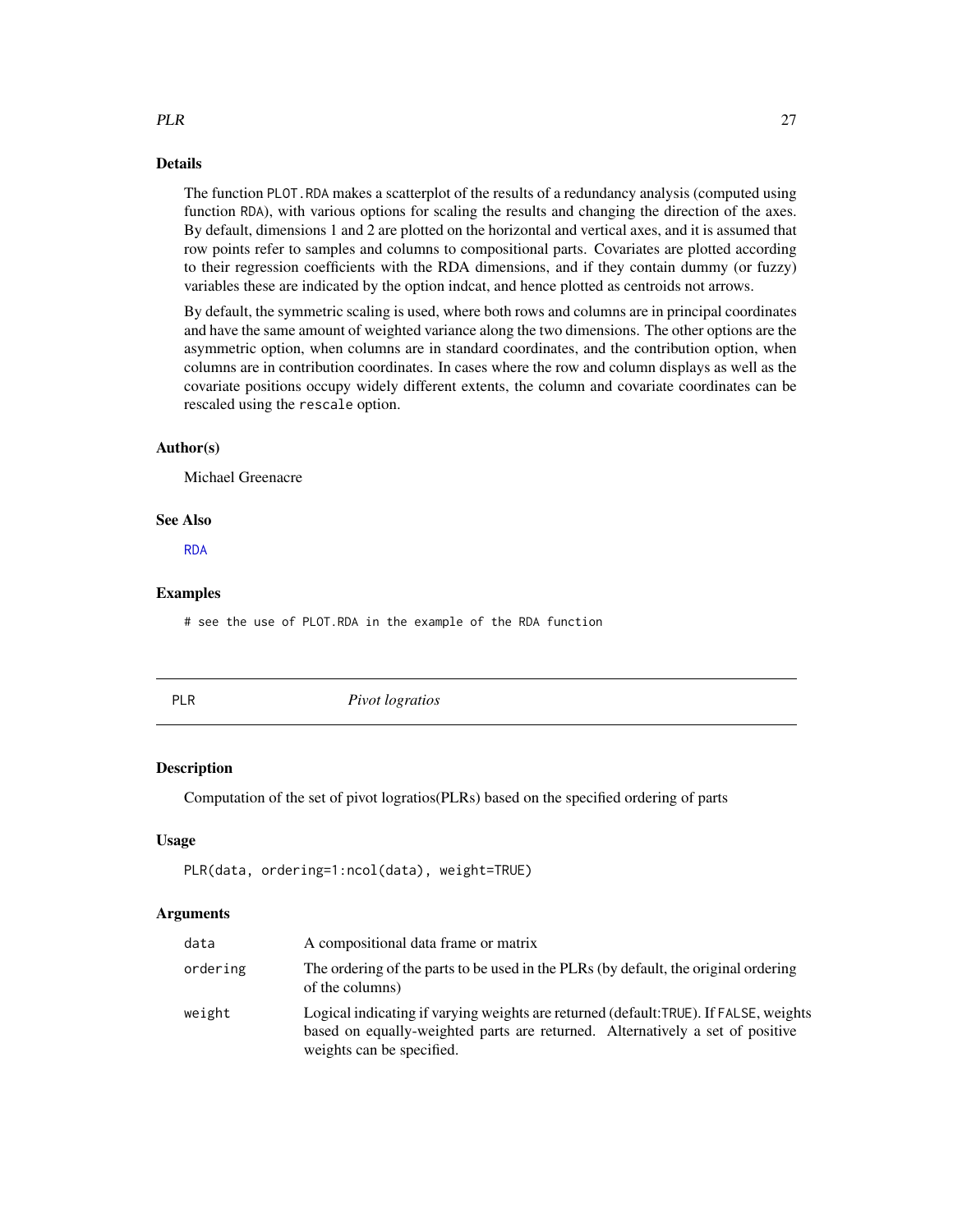### Details

The function PLOT.RDA makes a scatterplot of the results of a redundancy analysis (computed using function RDA), with various options for scaling the results and changing the direction of the axes. By default, dimensions 1 and 2 are plotted on the horizontal and vertical axes, and it is assumed that row points refer to samples and columns to compositional parts. Covariates are plotted according to their regression coefficients with the RDA dimensions, and if they contain dummy (or fuzzy) variables these are indicated by the option indcat, and hence plotted as centroids not arrows.

By default, the symmetric scaling is used, where both rows and columns are in principal coordinates and have the same amount of weighted variance along the two dimensions. The other options are the asymmetric option, when columns are in standard coordinates, and the contribution option, when columns are in contribution coordinates. In cases where the row and column displays as well as the covariate positions occupy widely different extents, the column and covariate coordinates can be rescaled using the rescale option.

### Author(s)

Michael Greenacre

### See Also

RDA

### Examples

```
# see the use of PLOT.RDA in the example of the RDA function
```

---

## PLR *Pivot logratios*

### Description

Computation of the set of pivot logratios(PLRs) based on the specified ordering of parts

### Usage

```
PLR(data, ordering=1:ncol(data), weight=TRUE)
```

### Arguments

| | |
|---|---|
| data | A compositional data frame or matrix |
| ordering | The ordering of the parts to be used in the PLRs (by default, the original ordering of the columns) |
| weight | Logical indicating if varying weights are returned (default:TRUE). If FALSE, weights based on equally-weighted parts are returned. Alternatively a set of positive weights can be specified. |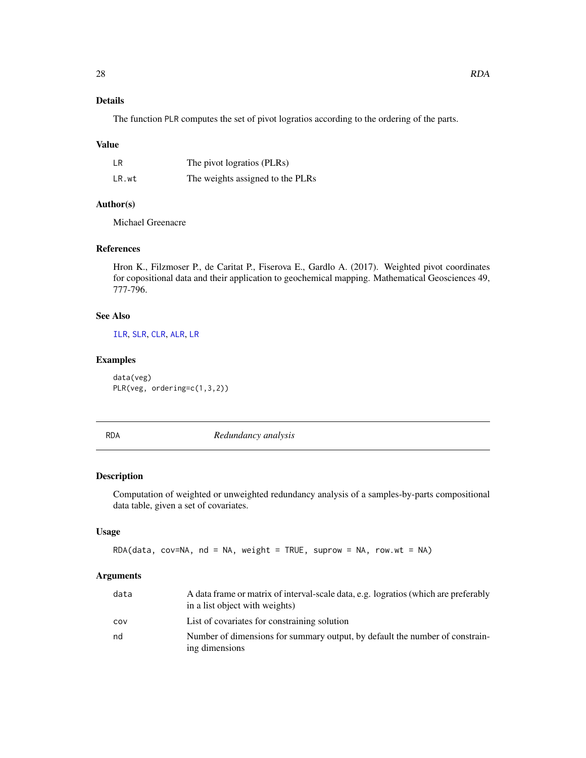## Details

The function PLR computes the set of pivot logratios according to the ordering of the parts.

## Value

| | |
|---|---|
| LR | The pivot logratios (PLRs) |
| LR.wt | The weights assigned to the PLRs |

## Author(s)

Michael Greenacre

## References

Hron K., Filzmoser P., de Caritat P., Fiserova E., Gardlo A. (2017). Weighted pivot coordinates for copositional data and their application to geochemical mapping. Mathematical Geosciences 49, 777-796.

## See Also

ILR, SLR, CLR, ALR, LR

## Examples

```
data(veg)
PLR(veg, ordering=c(1,3,2))
```

---

# RDA *Redundancy analysis*

---

## Description

Computation of weighted or unweighted redundancy analysis of a samples-by-parts compositional data table, given a set of covariates.

## Usage

```
RDA(data, cov=NA, nd = NA, weight = TRUE, suprow = NA, row.wt = NA)
```

## Arguments

| | |
|---|---|
| data | A data frame or matrix of interval-scale data, e.g. logratios (which are preferably in a list object with weights) |
| cov | List of covariates for constraining solution |
| nd | Number of dimensions for summary output, by default the number of constraining dimensions |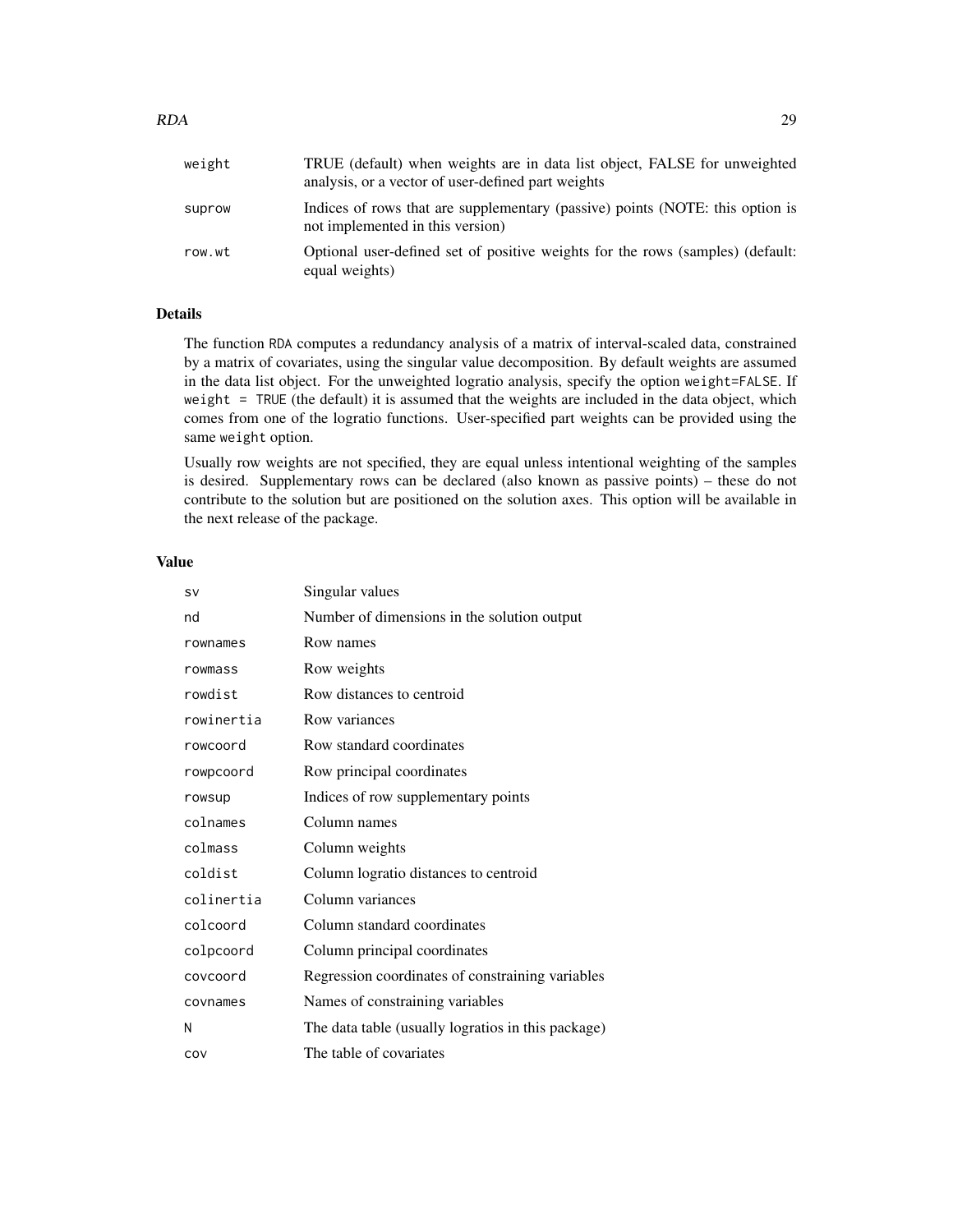| | |
|---|---|
| weight | TRUE (default) when weights are in data list object, FALSE for unweighted analysis, or a vector of user-defined part weights |
| suprow | Indices of rows that are supplementary (passive) points (NOTE: this option is not implemented in this version) |
| row.wt | Optional user-defined set of positive weights for the rows (samples) (default: equal weights) |

## Details

The function RDA computes a redundancy analysis of a matrix of interval-scaled data, constrained by a matrix of covariates, using the singular value decomposition. By default weights are assumed in the data list object. For the unweighted logratio analysis, specify the option `weight=FALSE`. If `weight = TRUE` (the default) it is assumed that the weights are included in the data object, which comes from one of the logratio functions. User-specified part weights can be provided using the same `weight` option.

Usually row weights are not specified, they are equal unless intentional weighting of the samples is desired. Supplementary rows can be declared (also known as passive points) – these do not contribute to the solution but are positioned on the solution axes. This option will be available in the next release of the package.

## Value

| | |
|---|---|
| sv | Singular values |
| nd | Number of dimensions in the solution output |
| rownames | Row names |
| rowmass | Row weights |
| rowdist | Row distances to centroid |
| rowinertia | Row variances |
| rowcoord | Row standard coordinates |
| rowpcoord | Row principal coordinates |
| rowsup | Indices of row supplementary points |
| colnames | Column names |
| colmass | Column weights |
| coldist | Column logratio distances to centroid |
| colinertia | Column variances |
| colcoord | Column standard coordinates |
| colpcoord | Column principal coordinates |
| covcoord | Regression coordinates of constraining variables |
| covnames | Names of constraining variables |
| N | The data table (usually logratios in this package) |
| cov | The table of covariates |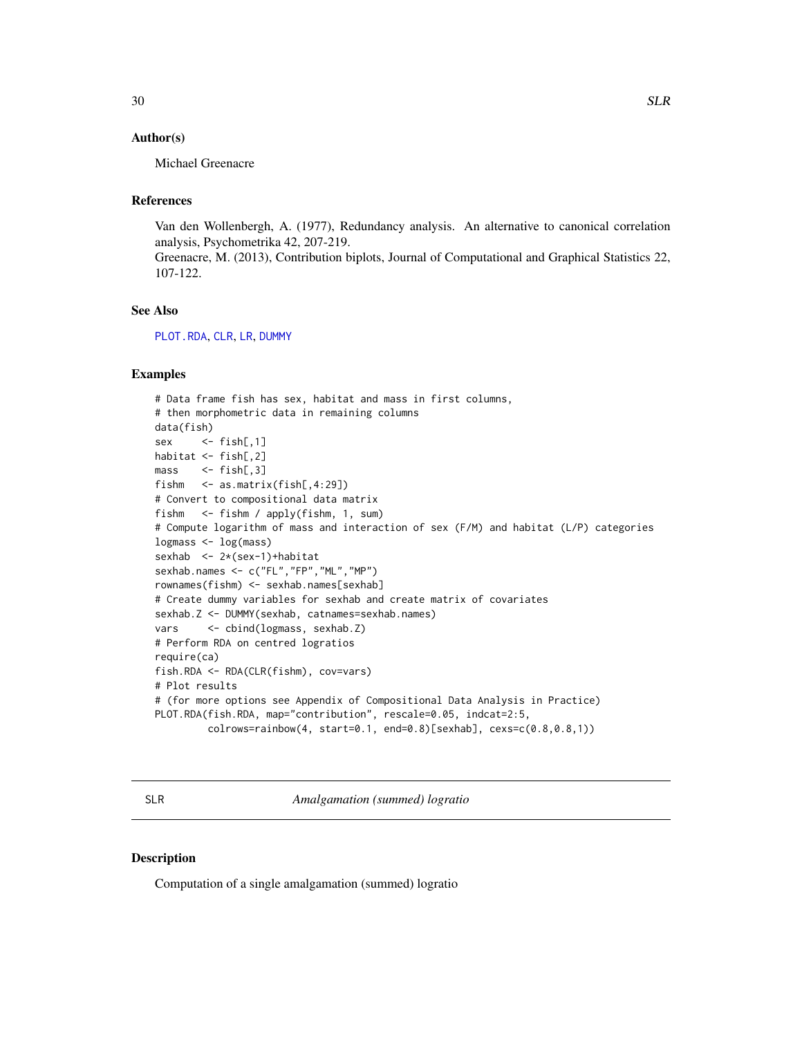## Author(s)

Michael Greenacre

## References

Van den Wollenbergh, A. (1977), Redundancy analysis. An alternative to canonical correlation analysis, Psychometrika 42, 207-219.
Greenacre, M. (2013), Contribution biplots, Journal of Computational and Graphical Statistics 22, 107-122.

## See Also

PLOT.RDA, CLR, LR, DUMMY

## Examples

```
# Data frame fish has sex, habitat and mass in first columns,
# then morphometric data in remaining columns
data(fish)
sex     <- fish[,1]
habitat <- fish[,2]
mass    <- fish[,3]
fishm   <- as.matrix(fish[,4:29])
# Convert to compositional data matrix
fishm   <- fishm / apply(fishm, 1, sum)
# Compute logarithm of mass and interaction of sex (F/M) and habitat (L/P) categories
logmass <- log(mass)
sexhab  <- 2*(sex-1)+habitat
sexhab.names <- c("FL","FP","ML","MP")
rownames(fishm) <- sexhab.names[sexhab]
# Create dummy variables for sexhab and create matrix of covariates
sexhab.Z <- DUMMY(sexhab, catnames=sexhab.names)
vars     <- cbind(logmass, sexhab.Z)
# Perform RDA on centred logratios
require(ca)
fish.RDA <- RDA(CLR(fishm), cov=vars)
# Plot results
# (for more options see Appendix of Compositional Data Analysis in Practice)
PLOT.RDA(fish.RDA, map="contribution", rescale=0.05, indcat=2:5,
         colrows=rainbow(4, start=0.1, end=0.8)[sexhab], cexs=c(0.8,0.8,1))
```

---

# SLR *Amalgamation (summed) logratio*

## Description

Computation of a single amalgamation (summed) logratio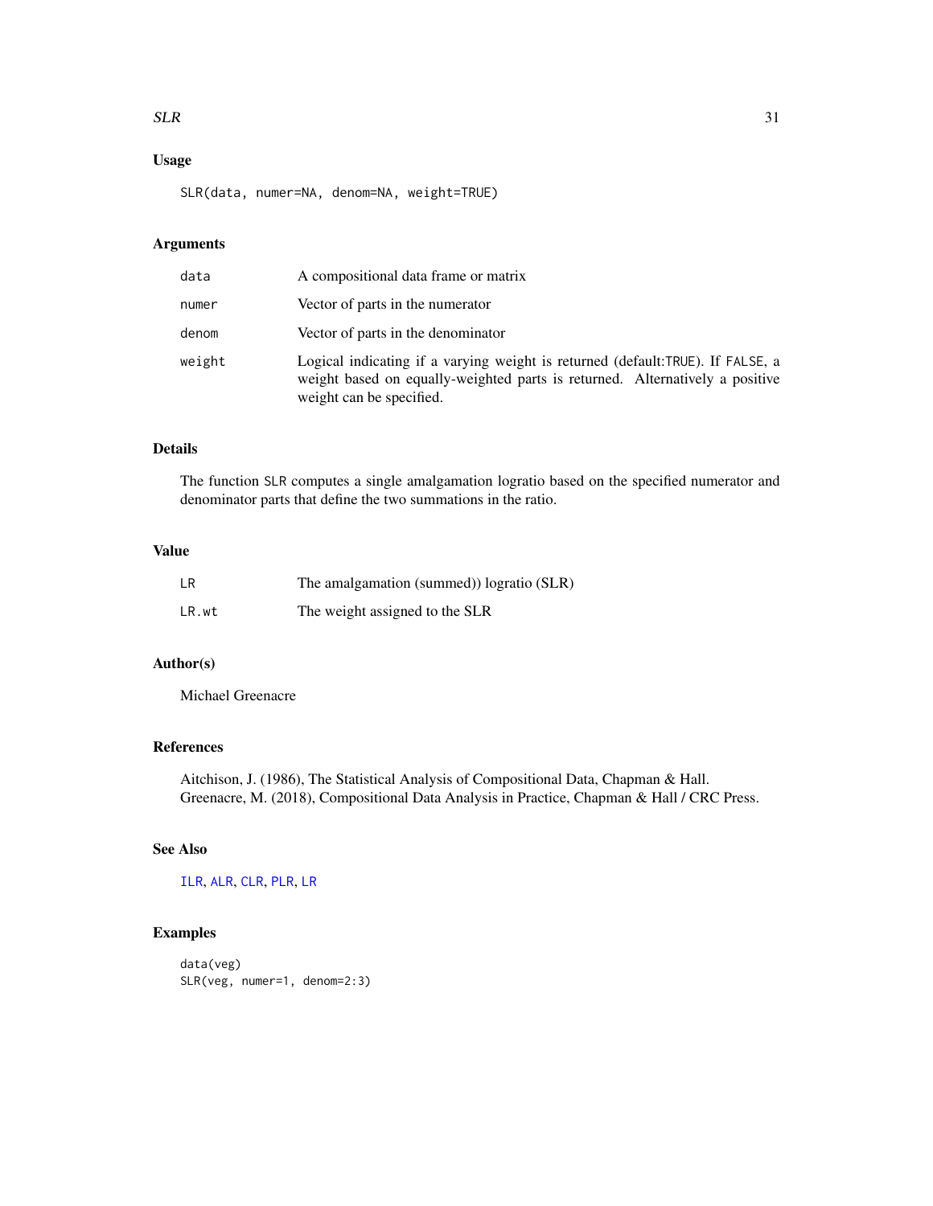## Usage

```
SLR(data, numer=NA, denom=NA, weight=TRUE)
```

## Arguments

| | |
|---|---|
| data | A compositional data frame or matrix |
| numer | Vector of parts in the numerator |
| denom | Vector of parts in the denominator |
| weight | Logical indicating if a varying weight is returned (default:TRUE). If FALSE, a weight based on equally-weighted parts is returned. Alternatively a positive weight can be specified. |

## Details

The function SLR computes a single amalgamation logratio based on the specified numerator and denominator parts that define the two summations in the ratio.

## Value

| | |
|---|---|
| LR | The amalgamation (summed)) logratio (SLR) |
| LR.wt | The weight assigned to the SLR |

## Author(s)

Michael Greenacre

## References

Aitchison, J. (1986), The Statistical Analysis of Compositional Data, Chapman & Hall.
Greenacre, M. (2018), Compositional Data Analysis in Practice, Chapman & Hall / CRC Press.

## See Also

ILR, ALR, CLR, PLR, LR

## Examples

```
data(veg)
SLR(veg, numer=1, denom=2:3)
```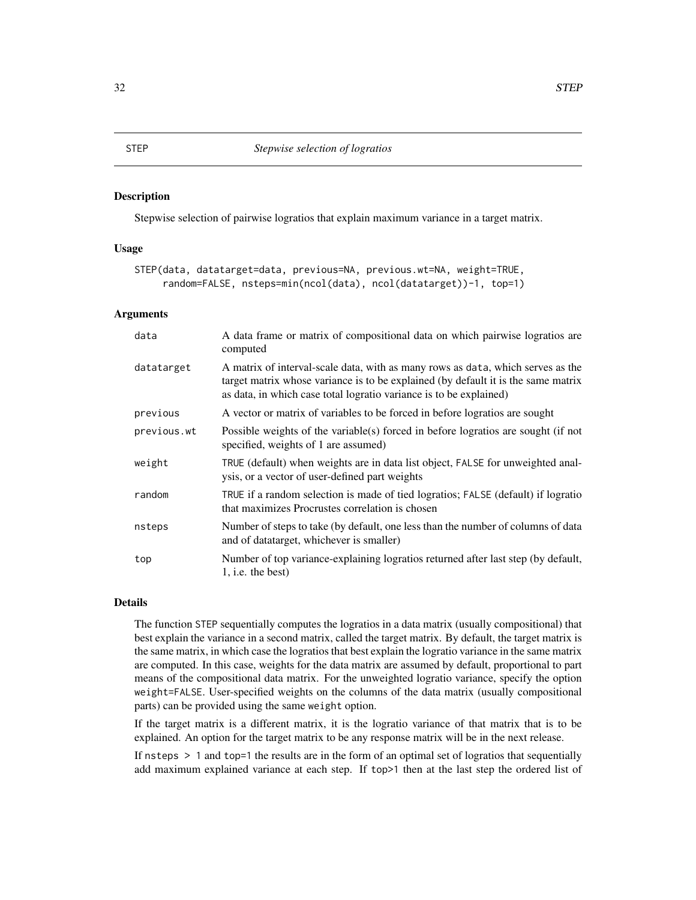## STEP — *Stepwise selection of logratios*

### Description

Stepwise selection of pairwise logratios that explain maximum variance in a target matrix.

### Usage

```
STEP(data, datatarget=data, previous=NA, previous.wt=NA, weight=TRUE,
     random=FALSE, nsteps=min(ncol(data), ncol(datatarget))-1, top=1)
```

### Arguments

| | |
|---|---|
| `data` | A data frame or matrix of compositional data on which pairwise logratios are computed |
| `datatarget` | A matrix of interval-scale data, with as many rows as `data`, which serves as the target matrix whose variance is to be explained (by default it is the same matrix as data, in which case total logratio variance is to be explained) |
| `previous` | A vector or matrix of variables to be forced in before logratios are sought |
| `previous.wt` | Possible weights of the variable(s) forced in before logratios are sought (if not specified, weights of 1 are assumed) |
| `weight` | `TRUE` (default) when weights are in data list object, `FALSE` for unweighted analysis, or a vector of user-defined part weights |
| `random` | `TRUE` if a random selection is made of tied logratios; `FALSE` (default) if logratio that maximizes Procrustes correlation is chosen |
| `nsteps` | Number of steps to take (by default, one less than the number of columns of data and of datatarget, whichever is smaller) |
| `top` | Number of top variance-explaining logratios returned after last step (by default, 1, i.e. the best) |

### Details

The function `STEP` sequentially computes the logratios in a data matrix (usually compositional) that best explain the variance in a second matrix, called the target matrix. By default, the target matrix is the same matrix, in which case the logratios that best explain the logratio variance in the same matrix are computed. In this case, weights for the data matrix are assumed by default, proportional to part means of the compositional data matrix. For the unweighted logratio variance, specify the option `weight=FALSE`. User-specified weights on the columns of the data matrix (usually compositional parts) can be provided using the same `weight` option.

If the target matrix is a different matrix, it is the logratio variance of that matrix that is to be explained. An option for the target matrix to be any response matrix will be in the next release.

If `nsteps > 1` and `top=1` the results are in the form of an optimal set of logratios that sequentially add maximum explained variance at each step. If `top>1` then at the last step the ordered list of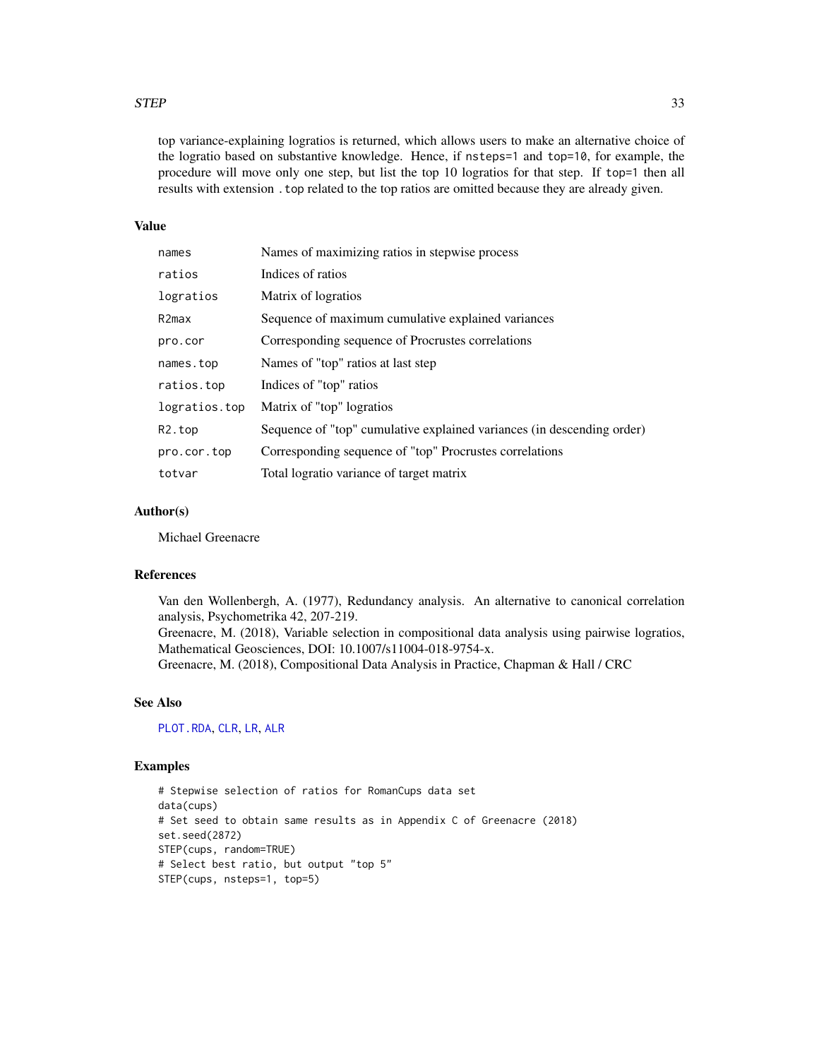top variance-explaining logratios is returned, which allows users to make an alternative choice of the logratio based on substantive knowledge. Hence, if `nsteps=1` and `top=10`, for example, the procedure will move only one step, but list the top 10 logratios for that step. If `top=1` then all results with extension `.top` related to the top ratios are omitted because they are already given.

### Value

| | |
|---|---|
| `names` | Names of maximizing ratios in stepwise process |
| `ratios` | Indices of ratios |
| `logratios` | Matrix of logratios |
| `R2max` | Sequence of maximum cumulative explained variances |
| `pro.cor` | Corresponding sequence of Procrustes correlations |
| `names.top` | Names of "top" ratios at last step |
| `ratios.top` | Indices of "top" ratios |
| `logratios.top` | Matrix of "top" logratios |
| `R2.top` | Sequence of "top" cumulative explained variances (in descending order) |
| `pro.cor.top` | Corresponding sequence of "top" Procrustes correlations |
| `totvar` | Total logratio variance of target matrix |

### Author(s)

Michael Greenacre

### References

Van den Wollenbergh, A. (1977), Redundancy analysis. An alternative to canonical correlation analysis, Psychometrika 42, 207-219.
Greenacre, M. (2018), Variable selection in compositional data analysis using pairwise logratios, Mathematical Geosciences, DOI: 10.1007/s11004-018-9754-x.
Greenacre, M. (2018), Compositional Data Analysis in Practice, Chapman & Hall / CRC

### See Also

PLOT.RDA, CLR, LR, ALR

### Examples

```
# Stepwise selection of ratios for RomanCups data set
data(cups)
# Set seed to obtain same results as in Appendix C of Greenacre (2018)
set.seed(2872)
STEP(cups, random=TRUE)
# Select best ratio, but output "top 5"
STEP(cups, nsteps=1, top=5)
```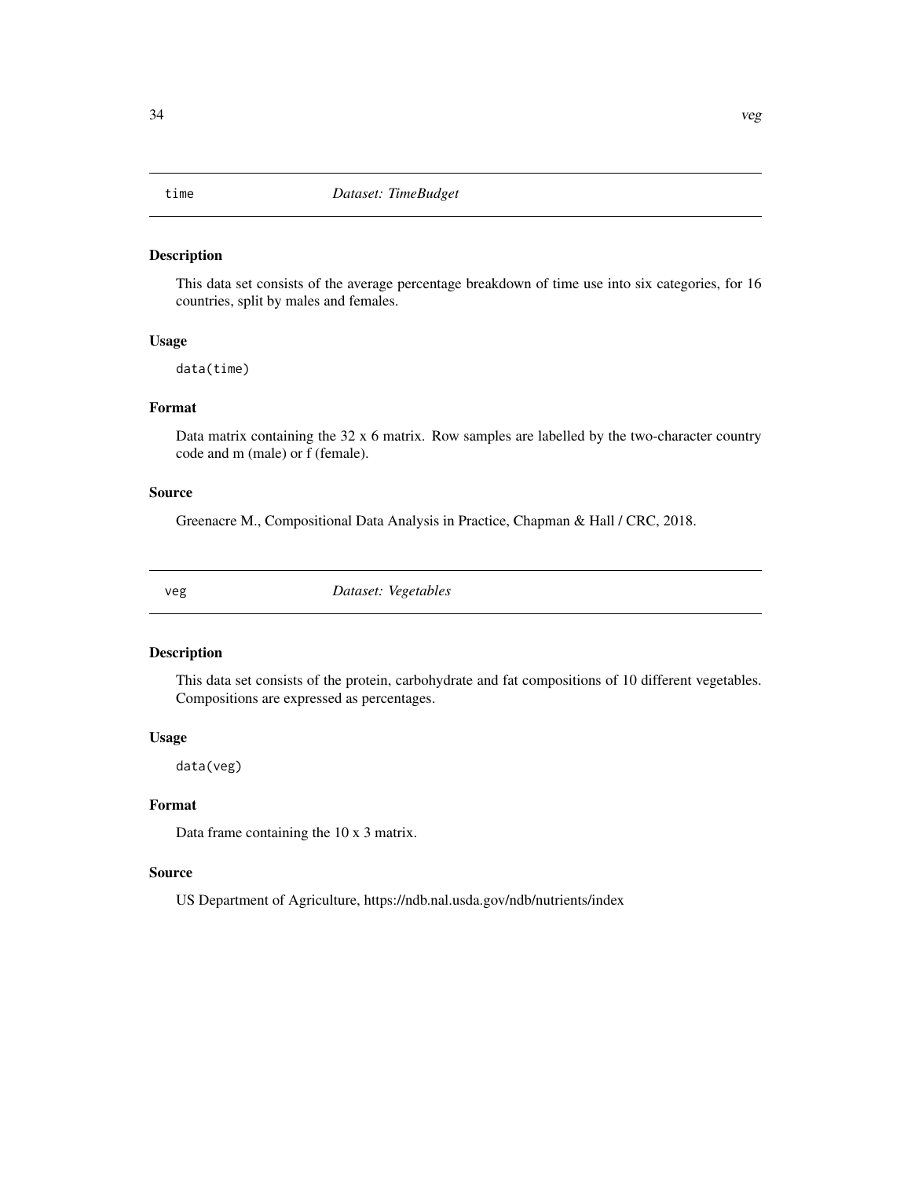## time *Dataset: TimeBudget*

### Description

This data set consists of the average percentage breakdown of time use into six categories, for 16 countries, split by males and females.

### Usage

```
data(time)
```

### Format

Data matrix containing the 32 x 6 matrix. Row samples are labelled by the two-character country code and m (male) or f (female).

### Source

Greenacre M., Compositional Data Analysis in Practice, Chapman & Hall / CRC, 2018.

## veg *Dataset: Vegetables*

### Description

This data set consists of the protein, carbohydrate and fat compositions of 10 different vegetables. Compositions are expressed as percentages.

### Usage

```
data(veg)
```

### Format

Data frame containing the 10 x 3 matrix.

### Source

US Department of Agriculture, https://ndb.nal.usda.gov/ndb/nutrients/index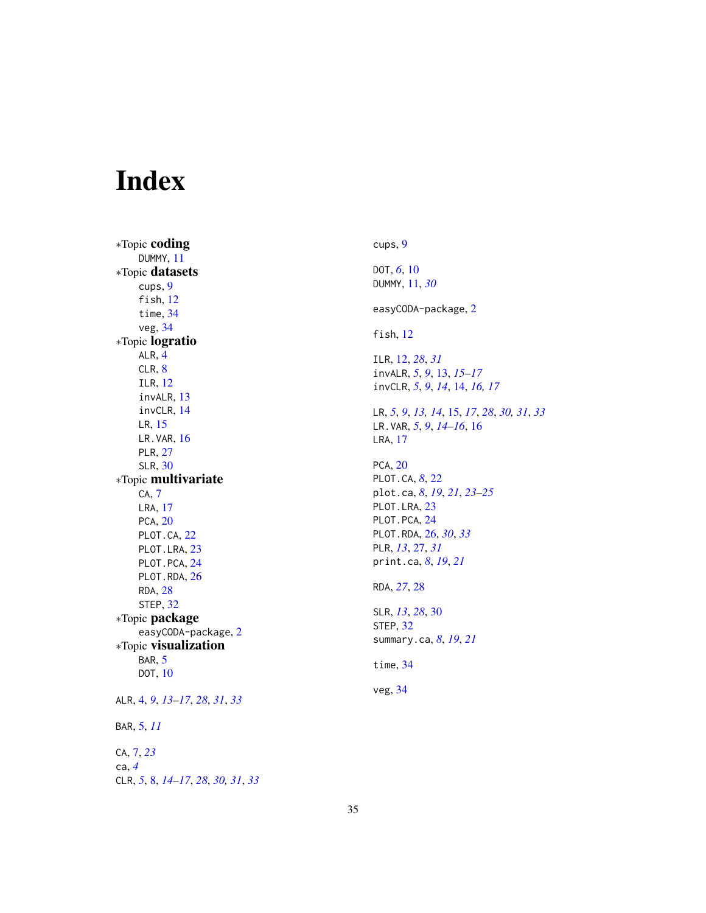# Index

*Topic **coding**
DUMMY, 11
*Topic **datasets**
cups, 9
fish, 12
time, 34
veg, 34
*Topic **logratio**
ALR, 4
CLR, 8
ILR, 12
invALR, 13
invCLR, 14
LR, 15
LR.VAR, 16
PLR, 27
SLR, 30
*Topic **multivariate**
CA, 7
LRA, 17
PCA, 20
PLOT.CA, 22
PLOT.LRA, 23
PLOT.PCA, 24
PLOT.RDA, 26
RDA, 28
STEP, 32
*Topic **package**
easyCODA-package, 2
*Topic **visualization**
BAR, 5
DOT, 10

ALR, 4, *9*, *13–17*, *28*, *31*, *33*

BAR, 5, *11*

CA, 7, *23*
ca, *4*
CLR, *5*, 8, *14–17*, *28*, *30, 31*, *33*
cups, 9

DOT, *6*, 10
DUMMY, 11, *30*

easyCODA-package, 2

fish, 12

ILR, 12, *28*, *31*
invALR, *5*, *9*, 13, *15–17*
invCLR, *5*, *9*, *14*, 14, *16, 17*

LR, *5*, *9*, *13, 14*, 15, *17*, *28*, *30, 31*, *33*
LR.VAR, *5*, *9*, *14–16*, 16
LRA, 17

PCA, 20
PLOT.CA, *8*, 22
plot.ca, *8*, *19*, *21*, *23–25*
PLOT.LRA, 23
PLOT.PCA, 24
PLOT.RDA, 26, *30*, *33*
PLR, *13*, 27, *31*
print.ca, *8*, *19*, *21*

RDA, *27*, 28

SLR, *13*, *28*, 30
STEP, 32
summary.ca, *8*, *19*, *21*

time, 34

veg, 34